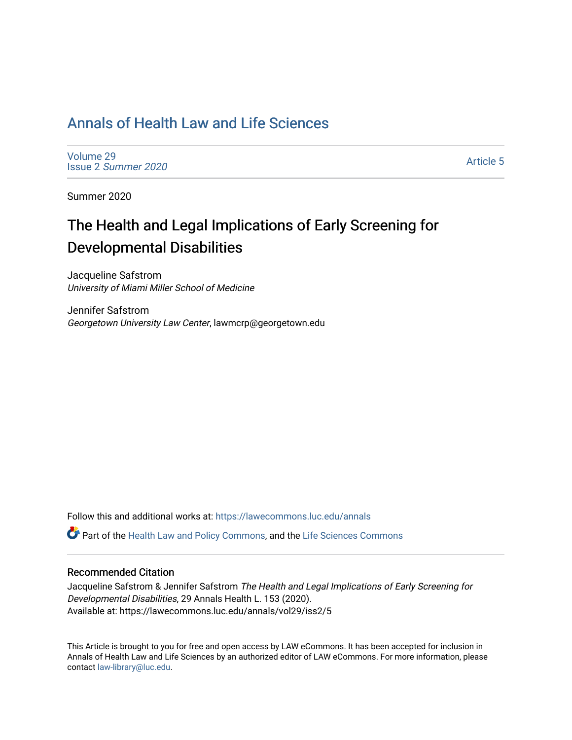# Annals of Health Law and Life Sciences

Volume 29
Issue 2 *Summer 2020*

Article 5

Summer 2020

## The Health and Legal Implications of Early Screening for Developmental Disabilities

Jacqueline Safstrom
*University of Miami Miller School of Medicine*

Jennifer Safstrom
*Georgetown University Law Center*, lawmcrp@georgetown.edu

Follow this and additional works at: https://lawecommons.luc.edu/annals

Part of the Health Law and Policy Commons, and the Life Sciences Commons

### Recommended Citation

Jacqueline Safstrom & Jennifer Safstrom *The Health and Legal Implications of Early Screening for Developmental Disabilities*, 29 Annals Health L. 153 (2020).
Available at: https://lawecommons.luc.edu/annals/vol29/iss2/5

This Article is brought to you for free and open access by LAW eCommons. It has been accepted for inclusion in Annals of Health Law and Life Sciences by an authorized editor of LAW eCommons. For more information, please contact law-library@luc.edu.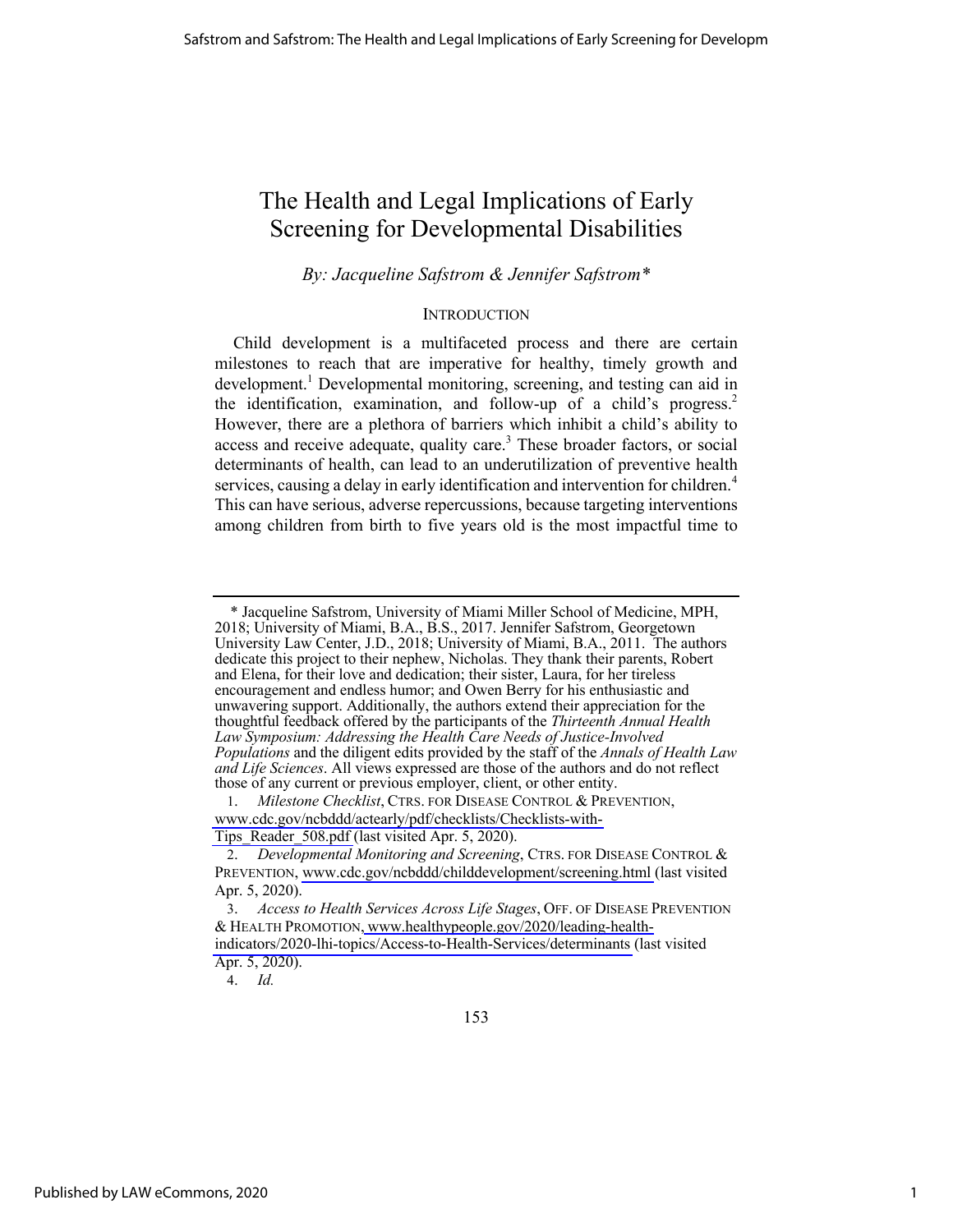# The Health and Legal Implications of Early Screening for Developmental Disabilities

*By: Jacqueline Safstrom & Jennifer Safstrom\**

## INTRODUCTION

Child development is a multifaceted process and there are certain milestones to reach that are imperative for healthy, timely growth and development.[1] Developmental monitoring, screening, and testing can aid in the identification, examination, and follow-up of a child's progress.[2] However, there are a plethora of barriers which inhibit a child's ability to access and receive adequate, quality care.[3] These broader factors, or social determinants of health, can lead to an underutilization of preventive health services, causing a delay in early identification and intervention for children.[4] This can have serious, adverse repercussions, because targeting interventions among children from birth to five years old is the most impactful time to

---

\* Jacqueline Safstrom, University of Miami Miller School of Medicine, MPH, 2018; University of Miami, B.A., B.S., 2017. Jennifer Safstrom, Georgetown University Law Center, J.D., 2018; University of Miami, B.A., 2011. The authors dedicate this project to their nephew, Nicholas. They thank their parents, Robert and Elena, for their love and dedication; their sister, Laura, for her tireless encouragement and endless humor; and Owen Berry for his enthusiastic and unwavering support. Additionally, the authors extend their appreciation for the thoughtful feedback offered by the participants of the *Thirteenth Annual Health Law Symposium: Addressing the Health Care Needs of Justice-Involved Populations* and the diligent edits provided by the staff of the *Annals of Health Law and Life Sciences*. All views expressed are those of the authors and do not reflect those of any current or previous employer, client, or other entity.

1. *Milestone Checklist*, CTRS. FOR DISEASE CONTROL & PREVENTION, www.cdc.gov/ncbddd/actearly/pdf/checklists/Checklists-with-Tips_Reader_508.pdf (last visited Apr. 5, 2020).

2. *Developmental Monitoring and Screening*, CTRS. FOR DISEASE CONTROL & PREVENTION, www.cdc.gov/ncbddd/childdevelopment/screening.html (last visited Apr. 5, 2020).

3. *Access to Health Services Across Life Stages*, OFF. OF DISEASE PREVENTION & HEALTH PROMOTION, www.healthypeople.gov/2020/leading-health-indicators/2020-lhi-topics/Access-to-Health-Services/determinants (last visited Apr. 5, 2020).

4. *Id.*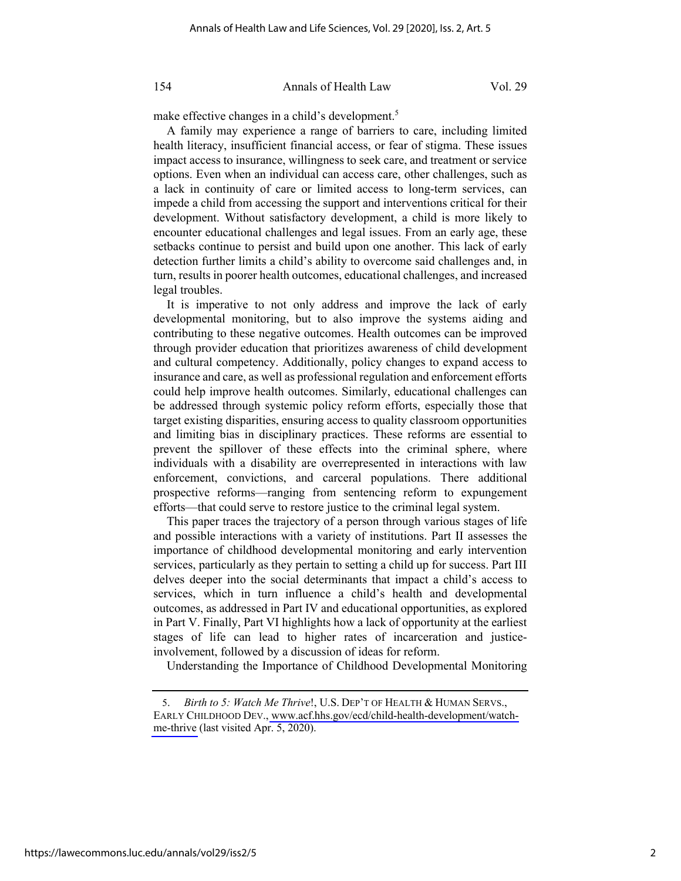make effective changes in a child's development.[5]

A family may experience a range of barriers to care, including limited health literacy, insufficient financial access, or fear of stigma. These issues impact access to insurance, willingness to seek care, and treatment or service options. Even when an individual can access care, other challenges, such as a lack in continuity of care or limited access to long-term services, can impede a child from accessing the support and interventions critical for their development. Without satisfactory development, a child is more likely to encounter educational challenges and legal issues. From an early age, these setbacks continue to persist and build upon one another. This lack of early detection further limits a child's ability to overcome said challenges and, in turn, results in poorer health outcomes, educational challenges, and increased legal troubles.

It is imperative to not only address and improve the lack of early developmental monitoring, but to also improve the systems aiding and contributing to these negative outcomes. Health outcomes can be improved through provider education that prioritizes awareness of child development and cultural competency. Additionally, policy changes to expand access to insurance and care, as well as professional regulation and enforcement efforts could help improve health outcomes. Similarly, educational challenges can be addressed through systemic policy reform efforts, especially those that target existing disparities, ensuring access to quality classroom opportunities and limiting bias in disciplinary practices. These reforms are essential to prevent the spillover of these effects into the criminal sphere, where individuals with a disability are overrepresented in interactions with law enforcement, convictions, and carceral populations. There additional prospective reforms—ranging from sentencing reform to expungement efforts—that could serve to restore justice to the criminal legal system.

This paper traces the trajectory of a person through various stages of life and possible interactions with a variety of institutions. Part II assesses the importance of childhood developmental monitoring and early intervention services, particularly as they pertain to setting a child up for success. Part III delves deeper into the social determinants that impact a child's access to services, which in turn influence a child's health and developmental outcomes, as addressed in Part IV and educational opportunities, as explored in Part V. Finally, Part VI highlights how a lack of opportunity at the earliest stages of life can lead to higher rates of incarceration and justice-involvement, followed by a discussion of ideas for reform.

Understanding the Importance of Childhood Developmental Monitoring

---

5. *Birth to 5: Watch Me Thrive*!, U.S. DEP'T OF HEALTH & HUMAN SERVS., EARLY CHILDHOOD DEV., www.acf.hhs.gov/ecd/child-health-development/watch-me-thrive (last visited Apr. 5, 2020).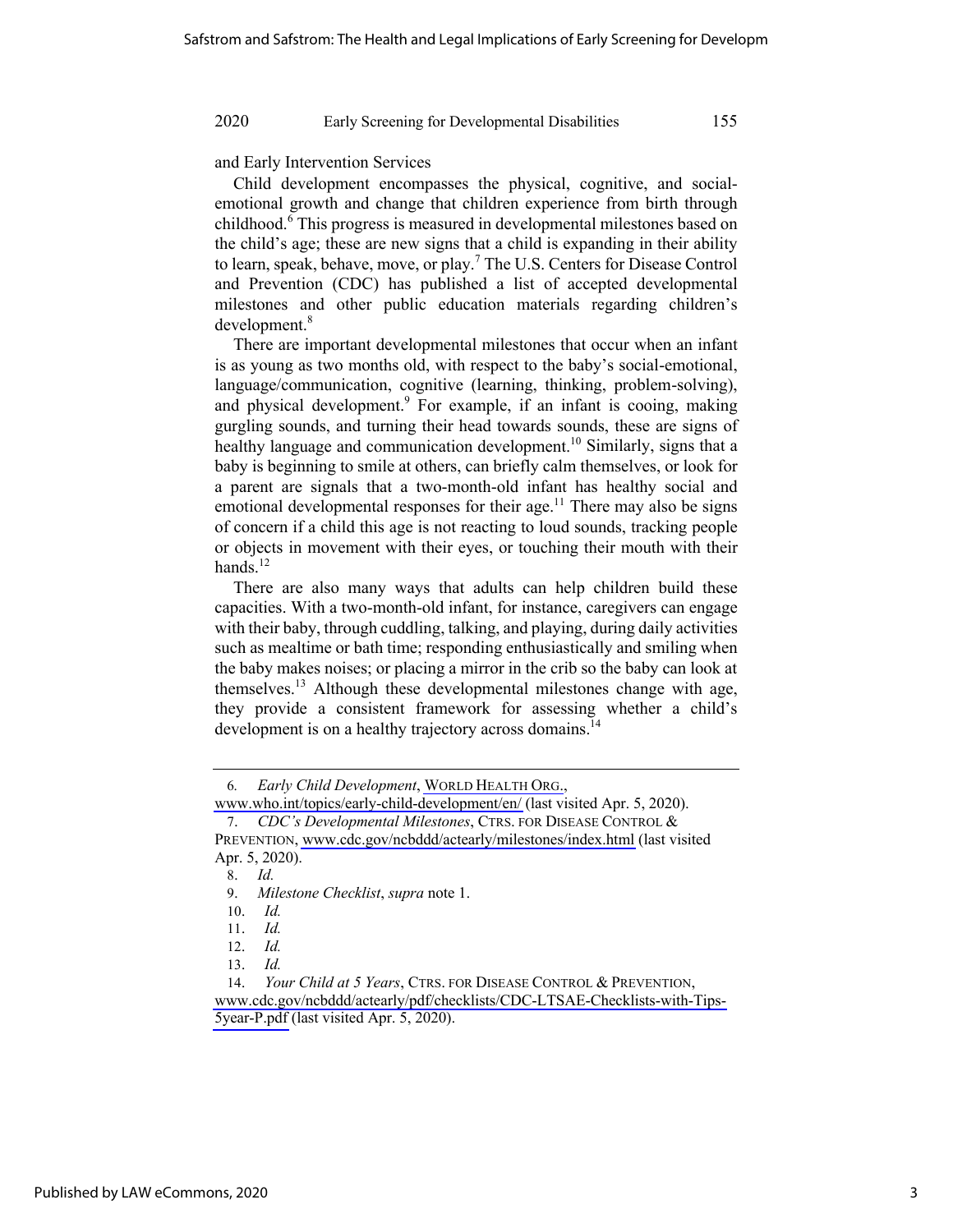and Early Intervention Services

Child development encompasses the physical, cognitive, and social-emotional growth and change that children experience from birth through childhood.[6] This progress is measured in developmental milestones based on the child's age; these are new signs that a child is expanding in their ability to learn, speak, behave, move, or play.[7] The U.S. Centers for Disease Control and Prevention (CDC) has published a list of accepted developmental milestones and other public education materials regarding children's development.[8]

There are important developmental milestones that occur when an infant is as young as two months old, with respect to the baby's social-emotional, language/communication, cognitive (learning, thinking, problem-solving), and physical development.[9] For example, if an infant is cooing, making gurgling sounds, and turning their head towards sounds, these are signs of healthy language and communication development.[10] Similarly, signs that a baby is beginning to smile at others, can briefly calm themselves, or look for a parent are signals that a two-month-old infant has healthy social and emotional developmental responses for their age.[11] There may also be signs of concern if a child this age is not reacting to loud sounds, tracking people or objects in movement with their eyes, or touching their mouth with their hands.[12]

There are also many ways that adults can help children build these capacities. With a two-month-old infant, for instance, caregivers can engage with their baby, through cuddling, talking, and playing, during daily activities such as mealtime or bath time; responding enthusiastically and smiling when the baby makes noises; or placing a mirror in the crib so the baby can look at themselves.[13] Although these developmental milestones change with age, they provide a consistent framework for assessing whether a child's development is on a healthy trajectory across domains.[14]

---

6. *Early Child Development*, WORLD HEALTH ORG., www.who.int/topics/early-child-development/en/ (last visited Apr. 5, 2020).

7. *CDC's Developmental Milestones*, CTRS. FOR DISEASE CONTROL & PREVENTION, www.cdc.gov/ncbddd/actearly/milestones/index.html (last visited Apr. 5, 2020).

8. *Id.*

9. *Milestone Checklist*, *supra* note 1.

10. *Id.*

11. *Id.*

12. *Id.*

13. *Id.*

14. *Your Child at 5 Years*, CTRS. FOR DISEASE CONTROL & PREVENTION, www.cdc.gov/ncbddd/actearly/pdf/checklists/CDC-LTSAE-Checklists-with-Tips-5year-P.pdf (last visited Apr. 5, 2020).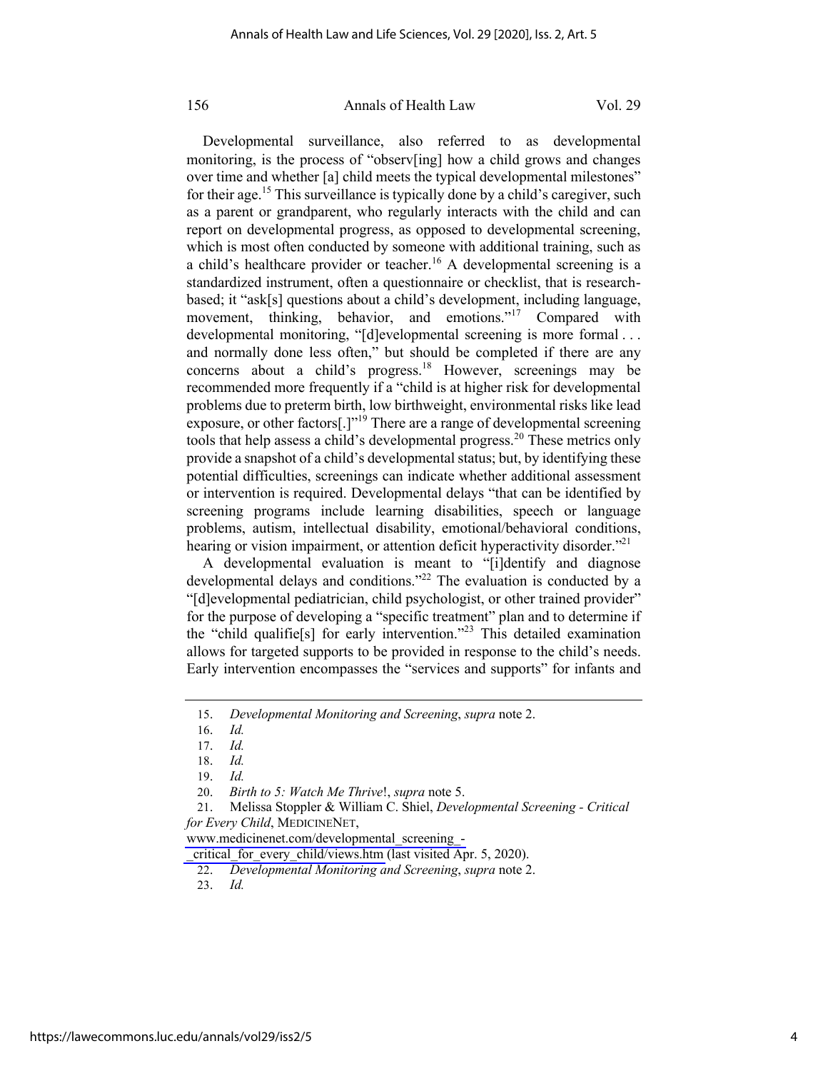Developmental surveillance, also referred to as developmental monitoring, is the process of "observ[ing] how a child grows and changes over time and whether [a] child meets the typical developmental milestones" for their age.[15] This surveillance is typically done by a child's caregiver, such as a parent or grandparent, who regularly interacts with the child and can report on developmental progress, as opposed to developmental screening, which is most often conducted by someone with additional training, such as a child's healthcare provider or teacher.[16] A developmental screening is a standardized instrument, often a questionnaire or checklist, that is research-based; it "ask[s] questions about a child's development, including language, movement, thinking, behavior, and emotions."[17] Compared with developmental monitoring, "[d]evelopmental screening is more formal . . . and normally done less often," but should be completed if there are any concerns about a child's progress.[18] However, screenings may be recommended more frequently if a "child is at higher risk for developmental problems due to preterm birth, low birthweight, environmental risks like lead exposure, or other factors[.]"[19] There are a range of developmental screening tools that help assess a child's developmental progress.[20] These metrics only provide a snapshot of a child's developmental status; but, by identifying these potential difficulties, screenings can indicate whether additional assessment or intervention is required. Developmental delays "that can be identified by screening programs include learning disabilities, speech or language problems, autism, intellectual disability, emotional/behavioral conditions, hearing or vision impairment, or attention deficit hyperactivity disorder."[21]

A developmental evaluation is meant to "[i]dentify and diagnose developmental delays and conditions."[22] The evaluation is conducted by a "[d]evelopmental pediatrician, child psychologist, or other trained provider" for the purpose of developing a "specific treatment" plan and to determine if the "child qualifie[s] for early intervention."[23] This detailed examination allows for targeted supports to be provided in response to the child's needs. Early intervention encompasses the "services and supports" for infants and

---

15. *Developmental Monitoring and Screening*, *supra* note 2.

16. *Id.*

17. *Id.*

18. *Id.*

19. *Id.*

20. *Birth to 5: Watch Me Thrive*!, *supra* note 5.

21. Melissa Stoppler & William C. Shiel, *Developmental Screening - Critical for Every Child*, MEDICINENET, www.medicinenet.com/developmental_screening_-_critical_for_every_child/views.htm (last visited Apr. 5, 2020).

22. *Developmental Monitoring and Screening*, *supra* note 2.

23. *Id.*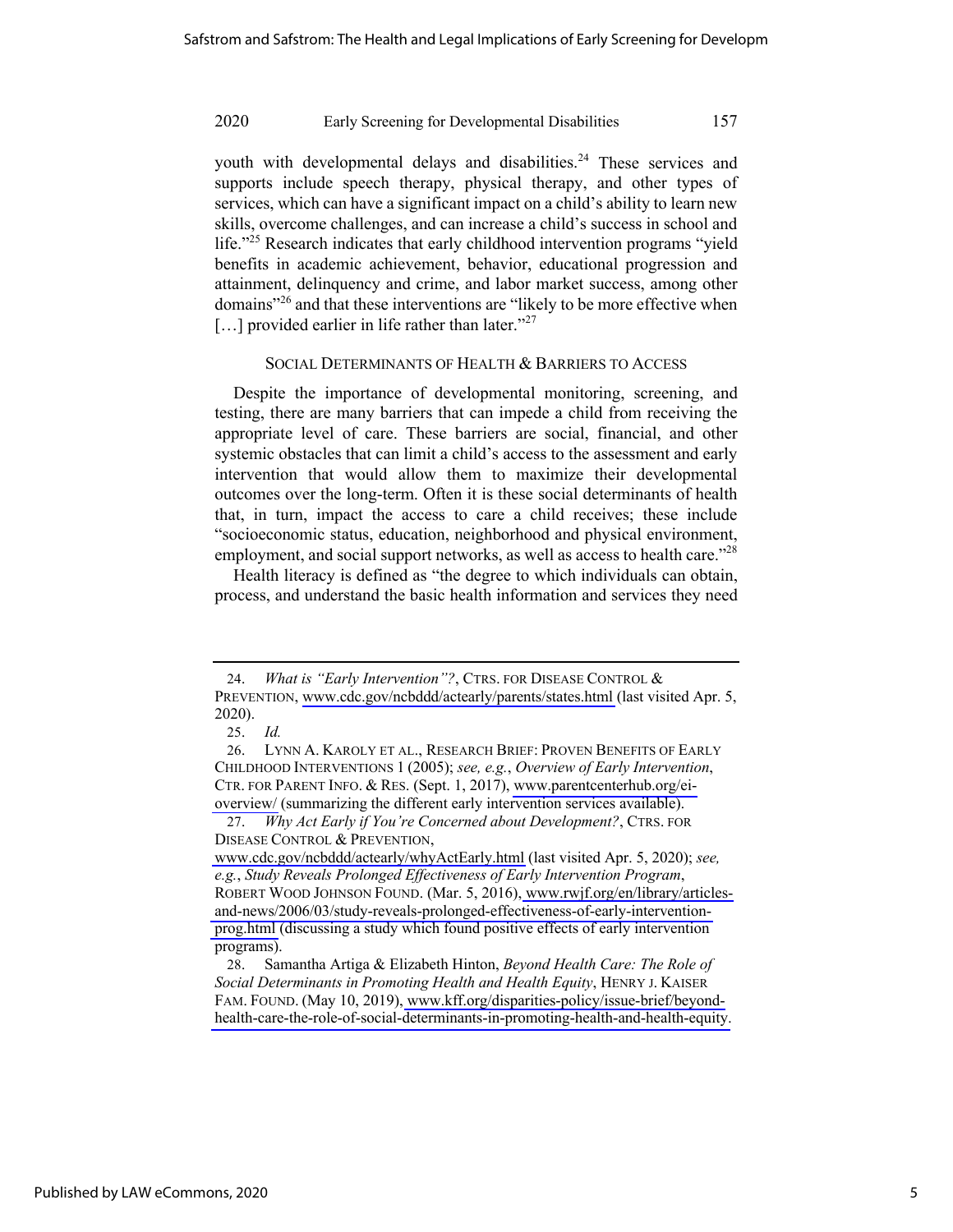youth with developmental delays and disabilities.[24] These services and supports include speech therapy, physical therapy, and other types of services, which can have a significant impact on a child's ability to learn new skills, overcome challenges, and can increase a child's success in school and life."[25] Research indicates that early childhood intervention programs "yield benefits in academic achievement, behavior, educational progression and attainment, delinquency and crime, and labor market success, among other domains"[26] and that these interventions are "likely to be more effective when […] provided earlier in life rather than later."[27]

## SOCIAL DETERMINANTS OF HEALTH & BARRIERS TO ACCESS

Despite the importance of developmental monitoring, screening, and testing, there are many barriers that can impede a child from receiving the appropriate level of care. These barriers are social, financial, and other systemic obstacles that can limit a child's access to the assessment and early intervention that would allow them to maximize their developmental outcomes over the long-term. Often it is these social determinants of health that, in turn, impact the access to care a child receives; these include "socioeconomic status, education, neighborhood and physical environment, employment, and social support networks, as well as access to health care."[28]

Health literacy is defined as "the degree to which individuals can obtain, process, and understand the basic health information and services they need

---

24. *What is "Early Intervention"?*, CTRS. FOR DISEASE CONTROL & PREVENTION, www.cdc.gov/ncbddd/actearly/parents/states.html (last visited Apr. 5, 2020).

25. *Id.*

26. LYNN A. KAROLY ET AL., RESEARCH BRIEF: PROVEN BENEFITS OF EARLY CHILDHOOD INTERVENTIONS 1 (2005); *see, e.g.*, *Overview of Early Intervention*, CTR. FOR PARENT INFO. & RES. (Sept. 1, 2017), www.parentcenterhub.org/ei-overview/ (summarizing the different early intervention services available).

27. *Why Act Early if You're Concerned about Development?*, CTRS. FOR DISEASE CONTROL & PREVENTION, www.cdc.gov/ncbddd/actearly/whyActEarly.html (last visited Apr. 5, 2020); *see, e.g.*, *Study Reveals Prolonged Effectiveness of Early Intervention Program*, ROBERT WOOD JOHNSON FOUND. (Mar. 5, 2016), www.rwjf.org/en/library/articles-and-news/2006/03/study-reveals-prolonged-effectiveness-of-early-intervention-prog.html (discussing a study which found positive effects of early intervention programs).

28. Samantha Artiga & Elizabeth Hinton, *Beyond Health Care: The Role of Social Determinants in Promoting Health and Health Equity*, HENRY J. KAISER FAM. FOUND. (May 10, 2019), www.kff.org/disparities-policy/issue-brief/beyond-health-care-the-role-of-social-determinants-in-promoting-health-and-health-equity.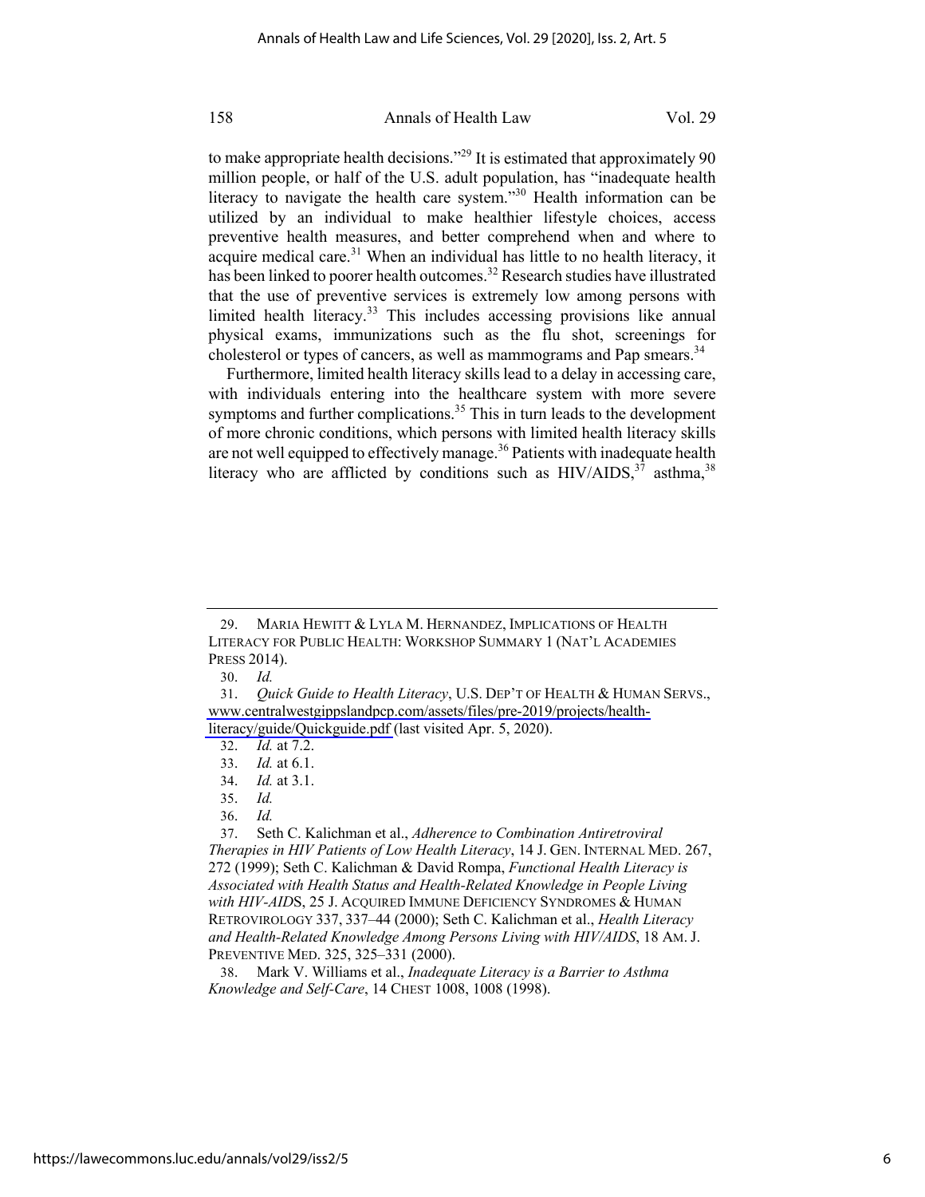to make appropriate health decisions."[29] It is estimated that approximately 90 million people, or half of the U.S. adult population, has "inadequate health literacy to navigate the health care system."[30] Health information can be utilized by an individual to make healthier lifestyle choices, access preventive health measures, and better comprehend when and where to acquire medical care.[31] When an individual has little to no health literacy, it has been linked to poorer health outcomes.[32] Research studies have illustrated that the use of preventive services is extremely low among persons with limited health literacy.[33] This includes accessing provisions like annual physical exams, immunizations such as the flu shot, screenings for cholesterol or types of cancers, as well as mammograms and Pap smears.[34]

Furthermore, limited health literacy skills lead to a delay in accessing care, with individuals entering into the healthcare system with more severe symptoms and further complications.[35] This in turn leads to the development of more chronic conditions, which persons with limited health literacy skills are not well equipped to effectively manage.[36] Patients with inadequate health literacy who are afflicted by conditions such as HIV/AIDS,[37] asthma,[38]

---

29. MARIA HEWITT & LYLA M. HERNANDEZ, IMPLICATIONS OF HEALTH LITERACY FOR PUBLIC HEALTH: WORKSHOP SUMMARY 1 (NAT'L ACADEMIES PRESS 2014).

30. *Id.*

31. *Quick Guide to Health Literacy*, U.S. DEP'T OF HEALTH & HUMAN SERVS., www.centralwestgippslandpcp.com/assets/files/pre-2019/projects/health-literacy/guide/Quickguide.pdf (last visited Apr. 5, 2020).

32. *Id.* at 7.2.

33. *Id.* at 6.1.

34. *Id.* at 3.1.

35. *Id.*

36. *Id.*

37. Seth C. Kalichman et al., *Adherence to Combination Antiretroviral Therapies in HIV Patients of Low Health Literacy*, 14 J. GEN. INTERNAL MED. 267, 272 (1999); Seth C. Kalichman & David Rompa, *Functional Health Literacy is Associated with Health Status and Health-Related Knowledge in People Living with HIV-AIDS*, 25 J. ACQUIRED IMMUNE DEFICIENCY SYNDROMES & HUMAN RETROVIROLOGY 337, 337–44 (2000); Seth C. Kalichman et al., *Health Literacy and Health-Related Knowledge Among Persons Living with HIV/AIDS*, 18 AM. J. PREVENTIVE MED. 325, 325–331 (2000).

38. Mark V. Williams et al., *Inadequate Literacy is a Barrier to Asthma Knowledge and Self-Care*, 14 CHEST 1008, 1008 (1998).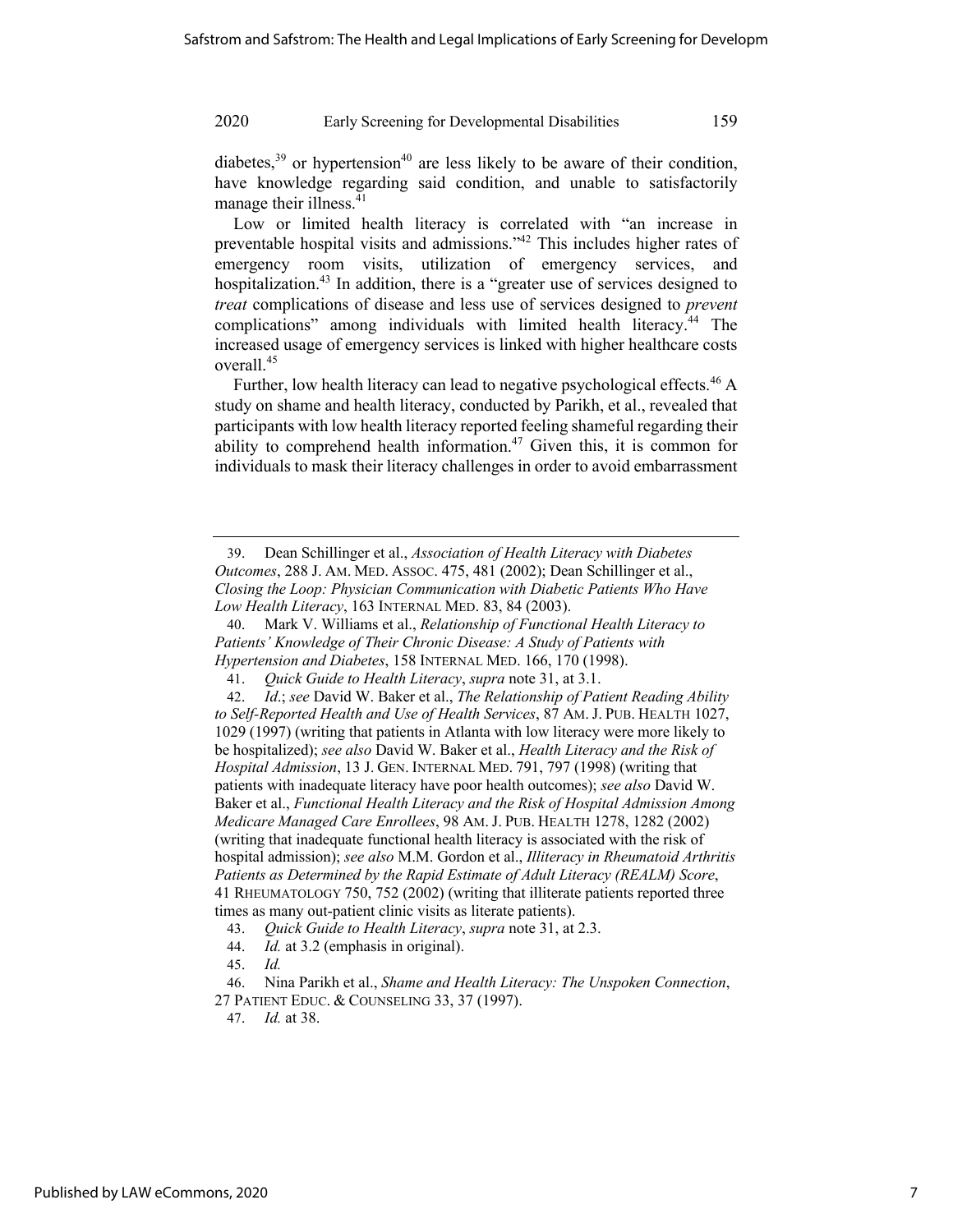diabetes,[39] or hypertension[40] are less likely to be aware of their condition, have knowledge regarding said condition, and unable to satisfactorily manage their illness.[41]

Low or limited health literacy is correlated with "an increase in preventable hospital visits and admissions."[42] This includes higher rates of emergency room visits, utilization of emergency services, and hospitalization.[43] In addition, there is a "greater use of services designed to *treat* complications of disease and less use of services designed to *prevent* complications" among individuals with limited health literacy.[44] The increased usage of emergency services is linked with higher healthcare costs overall.[45]

Further, low health literacy can lead to negative psychological effects.[46] A study on shame and health literacy, conducted by Parikh, et al., revealed that participants with low health literacy reported feeling shameful regarding their ability to comprehend health information.[47] Given this, it is common for individuals to mask their literacy challenges in order to avoid embarrassment

---

39. Dean Schillinger et al., *Association of Health Literacy with Diabetes Outcomes*, 288 J. AM. MED. ASSOC. 475, 481 (2002); Dean Schillinger et al., *Closing the Loop: Physician Communication with Diabetic Patients Who Have Low Health Literacy*, 163 INTERNAL MED. 83, 84 (2003).

40. Mark V. Williams et al., *Relationship of Functional Health Literacy to Patients' Knowledge of Their Chronic Disease: A Study of Patients with Hypertension and Diabetes*, 158 INTERNAL MED. 166, 170 (1998).

41. *Quick Guide to Health Literacy*, *supra* note 31, at 3.1.

42. *Id*.; *see* David W. Baker et al., *The Relationship of Patient Reading Ability to Self-Reported Health and Use of Health Services*, 87 AM. J. PUB. HEALTH 1027, 1029 (1997) (writing that patients in Atlanta with low literacy were more likely to be hospitalized); *see also* David W. Baker et al., *Health Literacy and the Risk of Hospital Admission*, 13 J. GEN. INTERNAL MED. 791, 797 (1998) (writing that patients with inadequate literacy have poor health outcomes); *see also* David W. Baker et al., *Functional Health Literacy and the Risk of Hospital Admission Among Medicare Managed Care Enrollees*, 98 AM. J. PUB. HEALTH 1278, 1282 (2002) (writing that inadequate functional health literacy is associated with the risk of hospital admission); *see also* M.M. Gordon et al., *Illiteracy in Rheumatoid Arthritis Patients as Determined by the Rapid Estimate of Adult Literacy (REALM) Score*, 41 RHEUMATOLOGY 750, 752 (2002) (writing that illiterate patients reported three times as many out-patient clinic visits as literate patients).

43. *Quick Guide to Health Literacy*, *supra* note 31, at 2.3.

44. *Id.* at 3.2 (emphasis in original).

45. *Id.*

46. Nina Parikh et al., *Shame and Health Literacy: The Unspoken Connection*, 27 PATIENT EDUC. & COUNSELING 33, 37 (1997).

47. *Id.* at 38.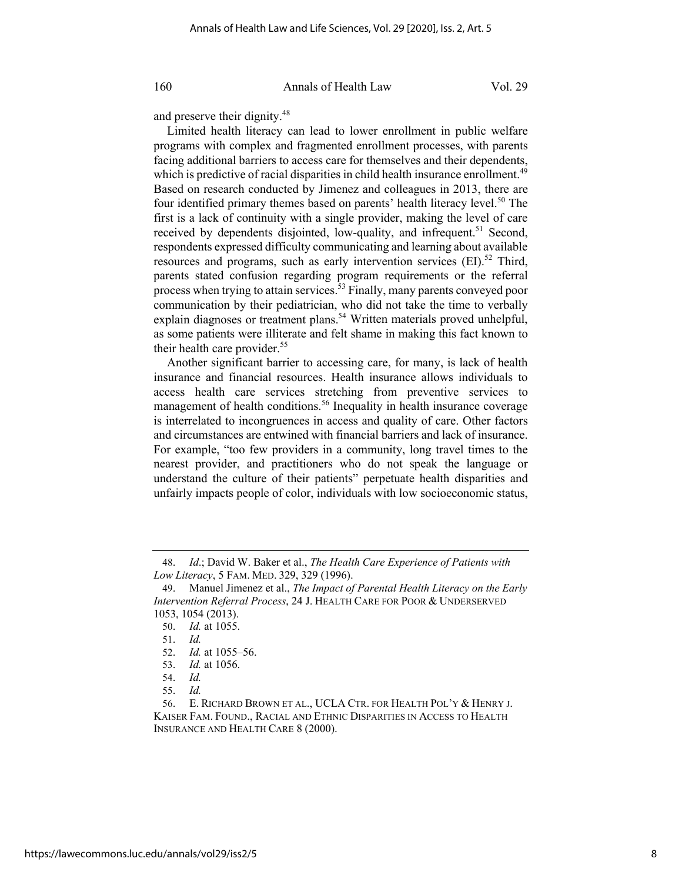and preserve their dignity.[48]

Limited health literacy can lead to lower enrollment in public welfare programs with complex and fragmented enrollment processes, with parents facing additional barriers to access care for themselves and their dependents, which is predictive of racial disparities in child health insurance enrollment.[49] Based on research conducted by Jimenez and colleagues in 2013, there are four identified primary themes based on parents' health literacy level.[50] The first is a lack of continuity with a single provider, making the level of care received by dependents disjointed, low-quality, and infrequent.[51] Second, respondents expressed difficulty communicating and learning about available resources and programs, such as early intervention services (EI).[52] Third, parents stated confusion regarding program requirements or the referral process when trying to attain services.[53] Finally, many parents conveyed poor communication by their pediatrician, who did not take the time to verbally explain diagnoses or treatment plans.[54] Written materials proved unhelpful, as some patients were illiterate and felt shame in making this fact known to their health care provider.[55]

Another significant barrier to accessing care, for many, is lack of health insurance and financial resources. Health insurance allows individuals to access health care services stretching from preventive services to management of health conditions.[56] Inequality in health insurance coverage is interrelated to incongruences in access and quality of care. Other factors and circumstances are entwined with financial barriers and lack of insurance. For example, "too few providers in a community, long travel times to the nearest provider, and practitioners who do not speak the language or understand the culture of their patients" perpetuate health disparities and unfairly impacts people of color, individuals with low socioeconomic status,

---

48. *Id.*; David W. Baker et al., *The Health Care Experience of Patients with Low Literacy*, 5 FAM. MED. 329, 329 (1996).

49. Manuel Jimenez et al., *The Impact of Parental Health Literacy on the Early Intervention Referral Process*, 24 J. HEALTH CARE FOR POOR & UNDERSERVED 1053, 1054 (2013).

50. *Id.* at 1055.

51. *Id.*

52. *Id.* at 1055–56.

53. *Id.* at 1056.

54. *Id.*

55. *Id.*

56. E. RICHARD BROWN ET AL., UCLA CTR. FOR HEALTH POL'Y & HENRY J. KAISER FAM. FOUND., RACIAL AND ETHNIC DISPARITIES IN ACCESS TO HEALTH INSURANCE AND HEALTH CARE 8 (2000).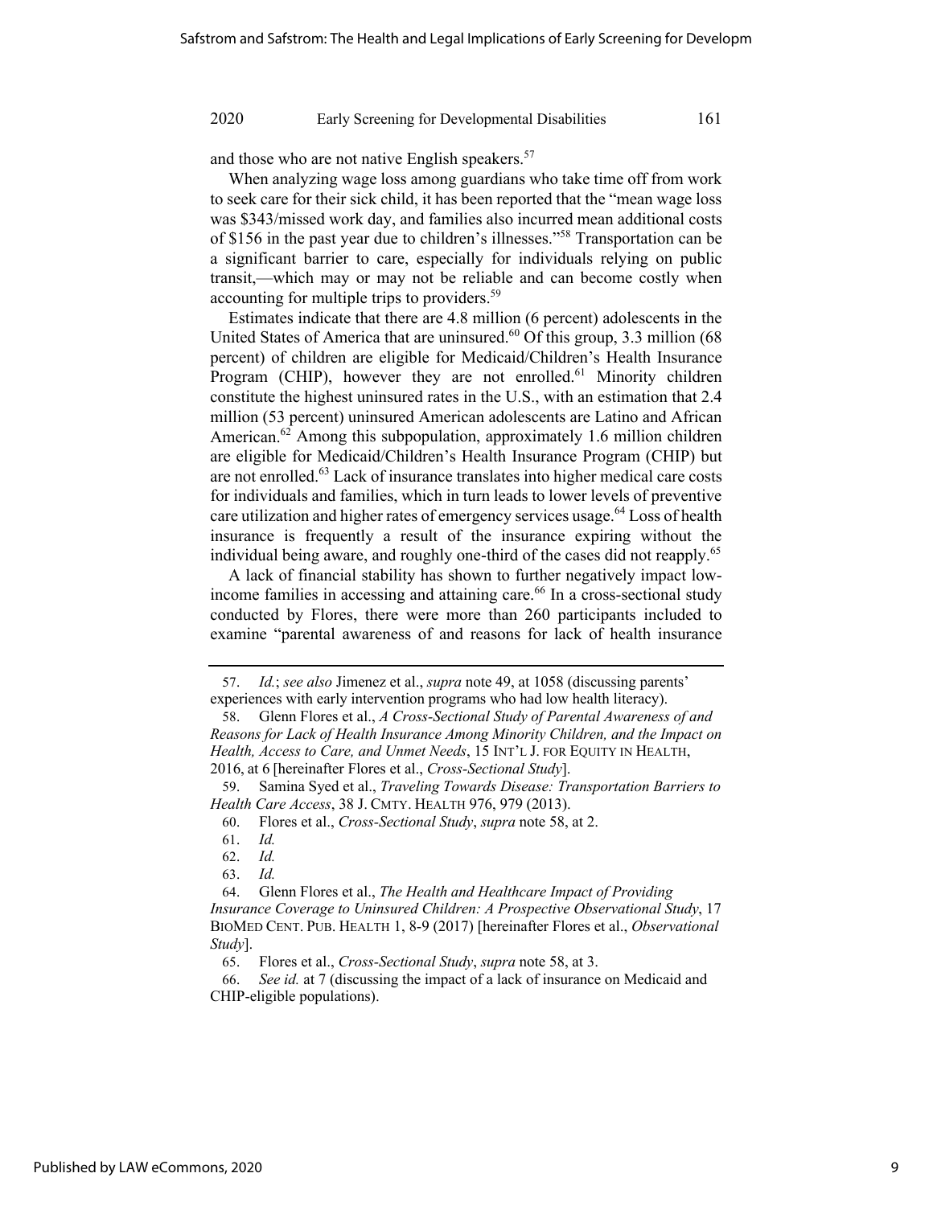and those who are not native English speakers.[57]

When analyzing wage loss among guardians who take time off from work to seek care for their sick child, it has been reported that the "mean wage loss was $343/missed work day, and families also incurred mean additional costs of $156 in the past year due to children's illnesses."[58] Transportation can be a significant barrier to care, especially for individuals relying on public transit,—which may or may not be reliable and can become costly when accounting for multiple trips to providers.[59]

Estimates indicate that there are 4.8 million (6 percent) adolescents in the United States of America that are uninsured.[60] Of this group, 3.3 million (68 percent) of children are eligible for Medicaid/Children's Health Insurance Program (CHIP), however they are not enrolled.[61] Minority children constitute the highest uninsured rates in the U.S., with an estimation that 2.4 million (53 percent) uninsured American adolescents are Latino and African American.[62] Among this subpopulation, approximately 1.6 million children are eligible for Medicaid/Children's Health Insurance Program (CHIP) but are not enrolled.[63] Lack of insurance translates into higher medical care costs for individuals and families, which in turn leads to lower levels of preventive care utilization and higher rates of emergency services usage.[64] Loss of health insurance is frequently a result of the insurance expiring without the individual being aware, and roughly one-third of the cases did not reapply.[65]

A lack of financial stability has shown to further negatively impact low-income families in accessing and attaining care.[66] In a cross-sectional study conducted by Flores, there were more than 260 participants included to examine "parental awareness of and reasons for lack of health insurance

---

57. *Id.*; *see also* Jimenez et al., *supra* note 49, at 1058 (discussing parents' experiences with early intervention programs who had low health literacy).

58. Glenn Flores et al., *A Cross-Sectional Study of Parental Awareness of and Reasons for Lack of Health Insurance Among Minority Children, and the Impact on Health, Access to Care, and Unmet Needs*, 15 INT'L J. FOR EQUITY IN HEALTH, 2016, at 6 [hereinafter Flores et al., *Cross-Sectional Study*].

59. Samina Syed et al., *Traveling Towards Disease: Transportation Barriers to Health Care Access*, 38 J. CMTY. HEALTH 976, 979 (2013).

60. Flores et al., *Cross-Sectional Study*, *supra* note 58, at 2.

61. *Id.*

62. *Id.*

63. *Id.*

64. Glenn Flores et al., *The Health and Healthcare Impact of Providing Insurance Coverage to Uninsured Children: A Prospective Observational Study*, 17 BIOMED CENT. PUB. HEALTH 1, 8-9 (2017) [hereinafter Flores et al., *Observational Study*].

65. Flores et al., *Cross-Sectional Study*, *supra* note 58, at 3.

66. *See id.* at 7 (discussing the impact of a lack of insurance on Medicaid and CHIP-eligible populations).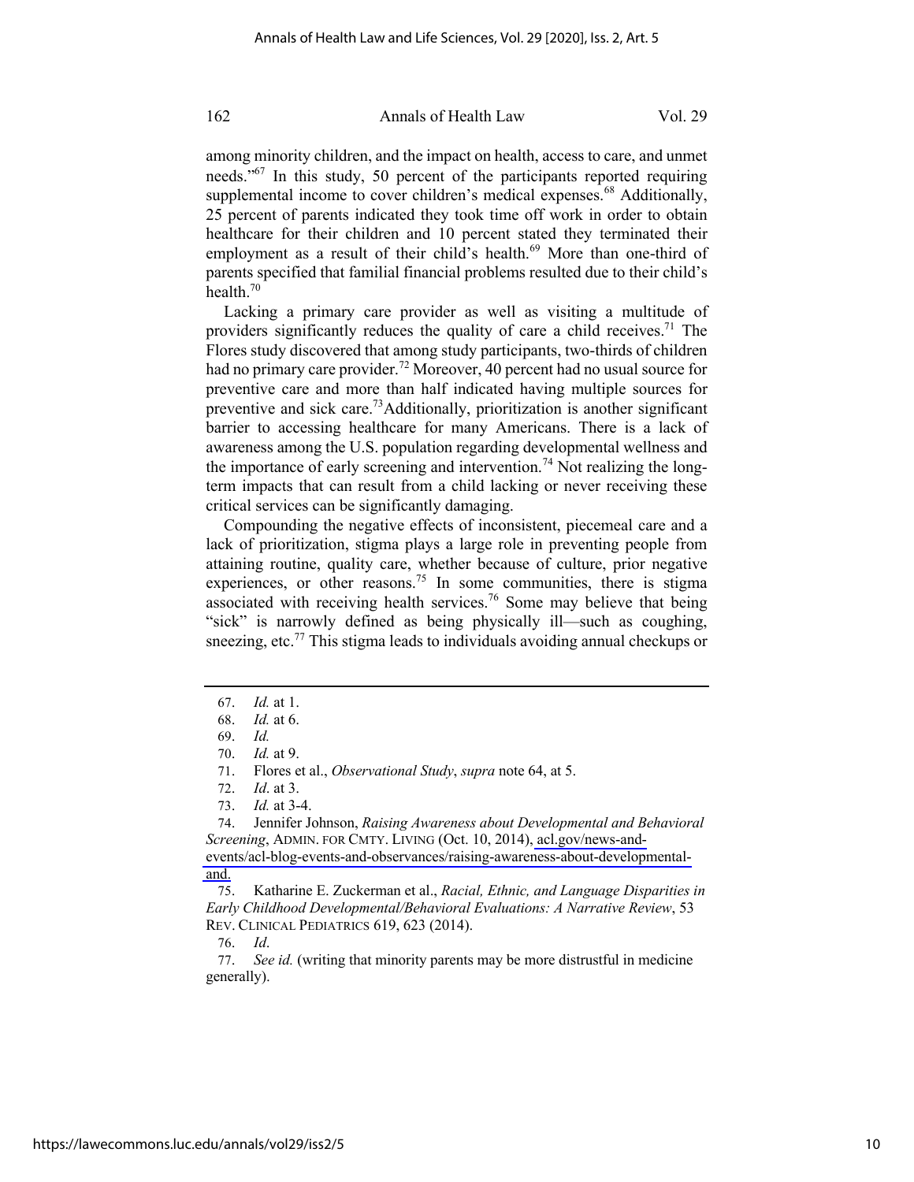among minority children, and the impact on health, access to care, and unmet needs."[67] In this study, 50 percent of the participants reported requiring supplemental income to cover children's medical expenses.[68] Additionally, 25 percent of parents indicated they took time off work in order to obtain healthcare for their children and 10 percent stated they terminated their employment as a result of their child's health.[69] More than one-third of parents specified that familial financial problems resulted due to their child's health.[70]

Lacking a primary care provider as well as visiting a multitude of providers significantly reduces the quality of care a child receives.[71] The Flores study discovered that among study participants, two-thirds of children had no primary care provider.[72] Moreover, 40 percent had no usual source for preventive care and more than half indicated having multiple sources for preventive and sick care.[73]Additionally, prioritization is another significant barrier to accessing healthcare for many Americans. There is a lack of awareness among the U.S. population regarding developmental wellness and the importance of early screening and intervention.[74] Not realizing the long-term impacts that can result from a child lacking or never receiving these critical services can be significantly damaging.

Compounding the negative effects of inconsistent, piecemeal care and a lack of prioritization, stigma plays a large role in preventing people from attaining routine, quality care, whether because of culture, prior negative experiences, or other reasons.[75] In some communities, there is stigma associated with receiving health services.[76] Some may believe that being "sick" is narrowly defined as being physically ill—such as coughing, sneezing, etc.[77] This stigma leads to individuals avoiding annual checkups or

---

67. *Id.* at 1.

68. *Id.* at 6.

69. *Id.*

70. *Id.* at 9.

71. Flores et al., *Observational Study*, *supra* note 64, at 5.

72. *Id*. at 3.

73. *Id.* at 3-4.

74. Jennifer Johnson, *Raising Awareness about Developmental and Behavioral Screening*, ADMIN. FOR CMTY. LIVING (Oct. 10, 2014), acl.gov/news-and-events/acl-blog-events-and-observances/raising-awareness-about-developmental-and.

75. Katharine E. Zuckerman et al., *Racial, Ethnic, and Language Disparities in Early Childhood Developmental/Behavioral Evaluations: A Narrative Review*, 53 REV. CLINICAL PEDIATRICS 619, 623 (2014).

76. *Id*.

77. *See id.* (writing that minority parents may be more distrustful in medicine generally).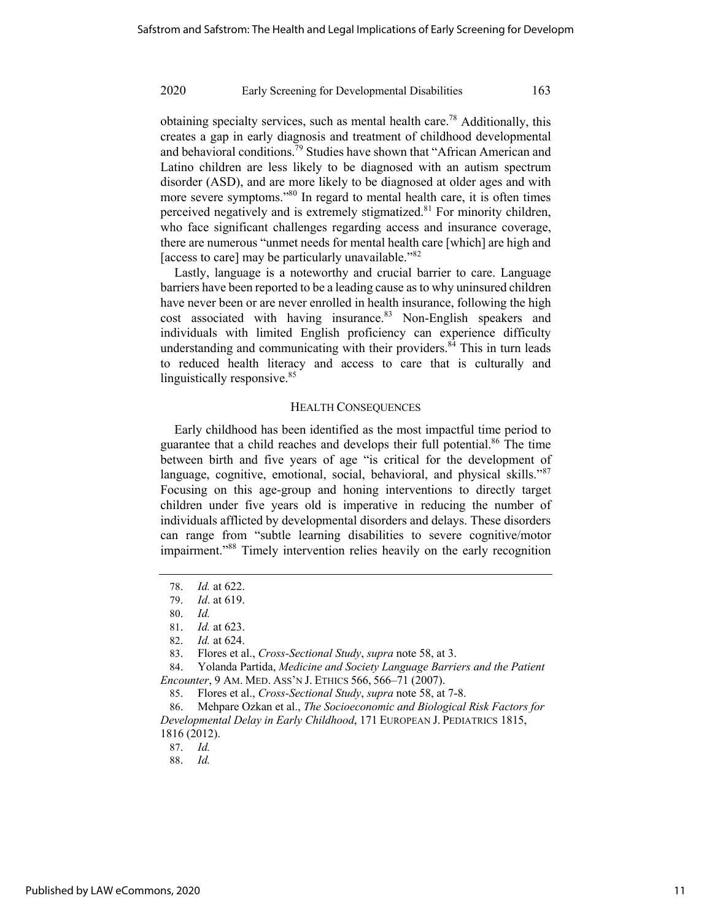obtaining specialty services, such as mental health care.[78] Additionally, this creates a gap in early diagnosis and treatment of childhood developmental and behavioral conditions.[79] Studies have shown that "African American and Latino children are less likely to be diagnosed with an autism spectrum disorder (ASD), and are more likely to be diagnosed at older ages and with more severe symptoms."[80] In regard to mental health care, it is often times perceived negatively and is extremely stigmatized.[81] For minority children, who face significant challenges regarding access and insurance coverage, there are numerous "unmet needs for mental health care [which] are high and [access to care] may be particularly unavailable."[82]

Lastly, language is a noteworthy and crucial barrier to care. Language barriers have been reported to be a leading cause as to why uninsured children have never been or are never enrolled in health insurance, following the high cost associated with having insurance.[83] Non-English speakers and individuals with limited English proficiency can experience difficulty understanding and communicating with their providers.[84] This in turn leads to reduced health literacy and access to care that is culturally and linguistically responsive.[85]

## HEALTH CONSEQUENCES

Early childhood has been identified as the most impactful time period to guarantee that a child reaches and develops their full potential.[86] The time between birth and five years of age "is critical for the development of language, cognitive, emotional, social, behavioral, and physical skills."[87] Focusing on this age-group and honing interventions to directly target children under five years old is imperative in reducing the number of individuals afflicted by developmental disorders and delays. These disorders can range from "subtle learning disabilities to severe cognitive/motor impairment."[88] Timely intervention relies heavily on the early recognition

---

78. *Id.* at 622.
79. *Id*. at 619.
80. *Id.*
81. *Id.* at 623.
82. *Id.* at 624.
83. Flores et al., *Cross-Sectional Study*, *supra* note 58, at 3.
84. Yolanda Partida, *Medicine and Society Language Barriers and the Patient Encounter*, 9 AM. MED. ASS'N J. ETHICS 566, 566–71 (2007).
85. Flores et al., *Cross-Sectional Study*, *supra* note 58, at 7-8.
86. Mehpare Ozkan et al., *The Socioeconomic and Biological Risk Factors for Developmental Delay in Early Childhood*, 171 EUROPEAN J. PEDIATRICS 1815, 1816 (2012).
87. *Id.*
88. *Id.*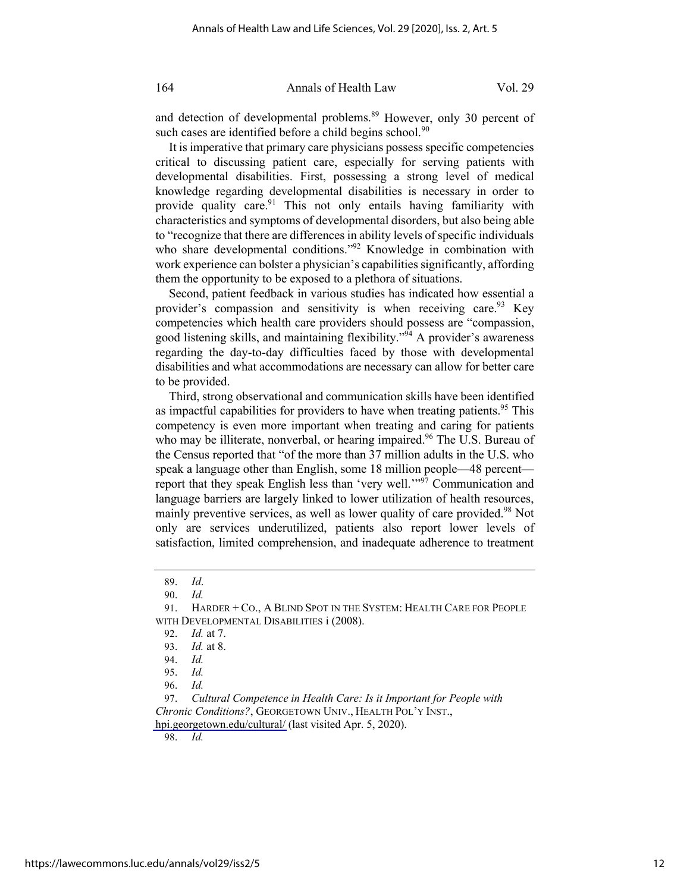and detection of developmental problems.[89] However, only 30 percent of such cases are identified before a child begins school.[90]

It is imperative that primary care physicians possess specific competencies critical to discussing patient care, especially for serving patients with developmental disabilities. First, possessing a strong level of medical knowledge regarding developmental disabilities is necessary in order to provide quality care.[91] This not only entails having familiarity with characteristics and symptoms of developmental disorders, but also being able to "recognize that there are differences in ability levels of specific individuals who share developmental conditions."[92] Knowledge in combination with work experience can bolster a physician's capabilities significantly, affording them the opportunity to be exposed to a plethora of situations.

Second, patient feedback in various studies has indicated how essential a provider's compassion and sensitivity is when receiving care.[93] Key competencies which health care providers should possess are "compassion, good listening skills, and maintaining flexibility."[94] A provider's awareness regarding the day-to-day difficulties faced by those with developmental disabilities and what accommodations are necessary can allow for better care to be provided.

Third, strong observational and communication skills have been identified as impactful capabilities for providers to have when treating patients.[95] This competency is even more important when treating and caring for patients who may be illiterate, nonverbal, or hearing impaired.[96] The U.S. Bureau of the Census reported that "of the more than 37 million adults in the U.S. who speak a language other than English, some 18 million people—48 percent—report that they speak English less than 'very well.'"[97] Communication and language barriers are largely linked to lower utilization of health resources, mainly preventive services, as well as lower quality of care provided.[98] Not only are services underutilized, patients also report lower levels of satisfaction, limited comprehension, and inadequate adherence to treatment

---

89. *Id*.

90. *Id.*

91. HARDER + CO., A BLIND SPOT IN THE SYSTEM: HEALTH CARE FOR PEOPLE WITH DEVELOPMENTAL DISABILITIES i (2008).

92. *Id.* at 7.

93. *Id.* at 8.

94. *Id.*

95. *Id.*

96. *Id.*

97. *Cultural Competence in Health Care: Is it Important for People with Chronic Conditions?*, GEORGETOWN UNIV., HEALTH POL'Y INST., hpi.georgetown.edu/cultural/ (last visited Apr. 5, 2020).

98. *Id.*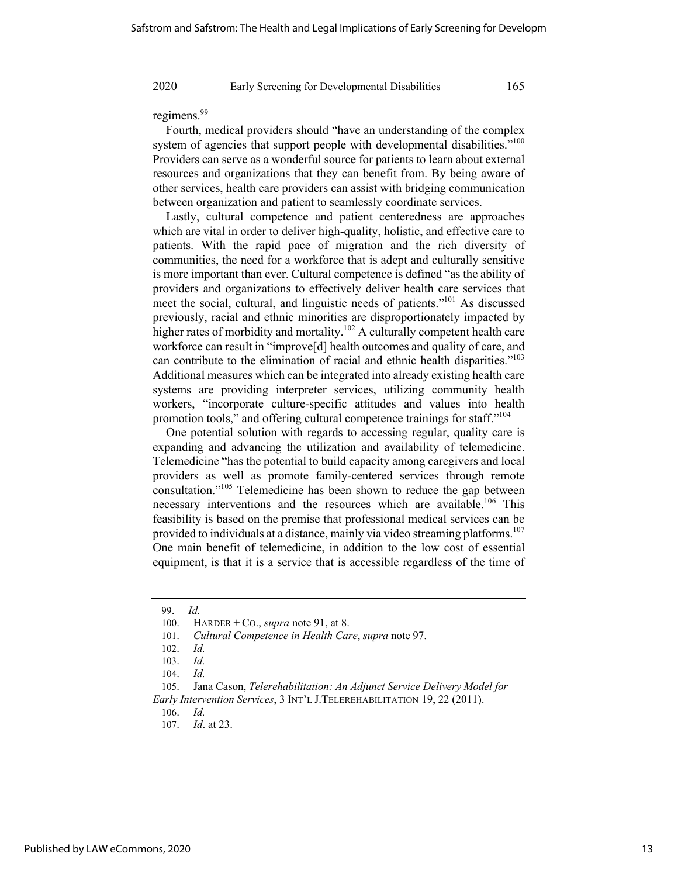regimens.[99]

Fourth, medical providers should "have an understanding of the complex system of agencies that support people with developmental disabilities."[100] Providers can serve as a wonderful source for patients to learn about external resources and organizations that they can benefit from. By being aware of other services, health care providers can assist with bridging communication between organization and patient to seamlessly coordinate services.

Lastly, cultural competence and patient centeredness are approaches which are vital in order to deliver high-quality, holistic, and effective care to patients. With the rapid pace of migration and the rich diversity of communities, the need for a workforce that is adept and culturally sensitive is more important than ever. Cultural competence is defined "as the ability of providers and organizations to effectively deliver health care services that meet the social, cultural, and linguistic needs of patients."[101] As discussed previously, racial and ethnic minorities are disproportionately impacted by higher rates of morbidity and mortality.[102] A culturally competent health care workforce can result in "improve[d] health outcomes and quality of care, and can contribute to the elimination of racial and ethnic health disparities."[103] Additional measures which can be integrated into already existing health care systems are providing interpreter services, utilizing community health workers, "incorporate culture-specific attitudes and values into health promotion tools," and offering cultural competence trainings for staff."[104]

One potential solution with regards to accessing regular, quality care is expanding and advancing the utilization and availability of telemedicine. Telemedicine "has the potential to build capacity among caregivers and local providers as well as promote family-centered services through remote consultation."[105] Telemedicine has been shown to reduce the gap between necessary interventions and the resources which are available.[106] This feasibility is based on the premise that professional medical services can be provided to individuals at a distance, mainly via video streaming platforms.[107] One main benefit of telemedicine, in addition to the low cost of essential equipment, is that it is a service that is accessible regardless of the time of

---

99. *Id.*

100. HARDER + CO., *supra* note 91, at 8.

101. *Cultural Competence in Health Care*, *supra* note 97.

102. *Id.*

103. *Id.*

104. *Id.*

105. Jana Cason, *Telerehabilitation: An Adjunct Service Delivery Model for Early Intervention Services*, 3 INT'L J.TELEREHABILITATION 19, 22 (2011).

106. *Id.*

107. *Id*. at 23.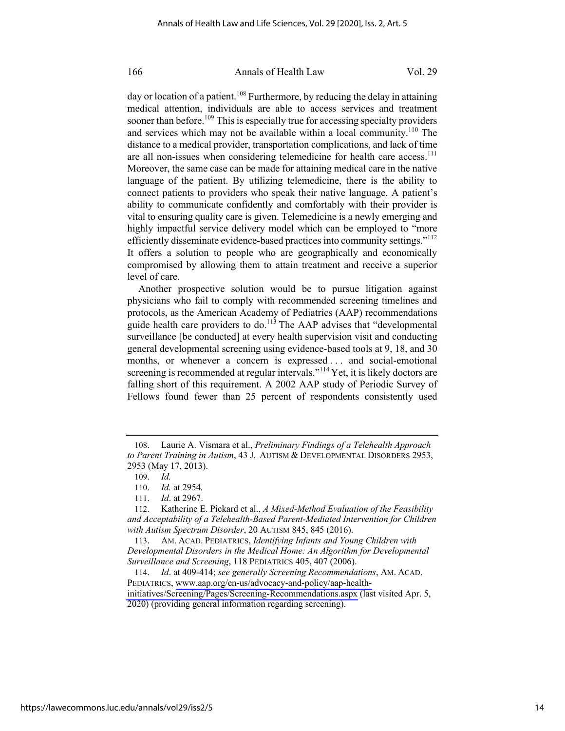day or location of a patient.[108] Furthermore, by reducing the delay in attaining medical attention, individuals are able to access services and treatment sooner than before.[109] This is especially true for accessing specialty providers and services which may not be available within a local community.[110] The distance to a medical provider, transportation complications, and lack of time are all non-issues when considering telemedicine for health care access.[111] Moreover, the same case can be made for attaining medical care in the native language of the patient. By utilizing telemedicine, there is the ability to connect patients to providers who speak their native language. A patient's ability to communicate confidently and comfortably with their provider is vital to ensuring quality care is given. Telemedicine is a newly emerging and highly impactful service delivery model which can be employed to "more efficiently disseminate evidence-based practices into community settings."[112] It offers a solution to people who are geographically and economically compromised by allowing them to attain treatment and receive a superior level of care.

Another prospective solution would be to pursue litigation against physicians who fail to comply with recommended screening timelines and protocols, as the American Academy of Pediatrics (AAP) recommendations guide health care providers to do.[113] The AAP advises that "developmental surveillance [be conducted] at every health supervision visit and conducting general developmental screening using evidence-based tools at 9, 18, and 30 months, or whenever a concern is expressed . . . and social-emotional screening is recommended at regular intervals."[114] Yet, it is likely doctors are falling short of this requirement. A 2002 AAP study of Periodic Survey of Fellows found fewer than 25 percent of respondents consistently used

---

108. Laurie A. Vismara et al., *Preliminary Findings of a Telehealth Approach to Parent Training in Autism*, 43 J. AUTISM & DEVELOPMENTAL DISORDERS 2953, 2953 (May 17, 2013).

109. *Id.*

110. *Id.* at 2954.

111. *Id*. at 2967.

112. Katherine E. Pickard et al., *A Mixed-Method Evaluation of the Feasibility and Acceptability of a Telehealth-Based Parent-Mediated Intervention for Children with Autism Spectrum Disorder*, 20 AUTISM 845, 845 (2016).

113. AM. ACAD. PEDIATRICS, *Identifying Infants and Young Children with Developmental Disorders in the Medical Home: An Algorithm for Developmental Surveillance and Screening*, 118 PEDIATRICS 405, 407 (2006).

114. *Id*. at 409-414; *see generally Screening Recommendations*, AM. ACAD. PEDIATRICS, www.aap.org/en-us/advocacy-and-policy/aap-health-initiatives/Screening/Pages/Screening-Recommendations.aspx (last visited Apr. 5, 2020) (providing general information regarding screening).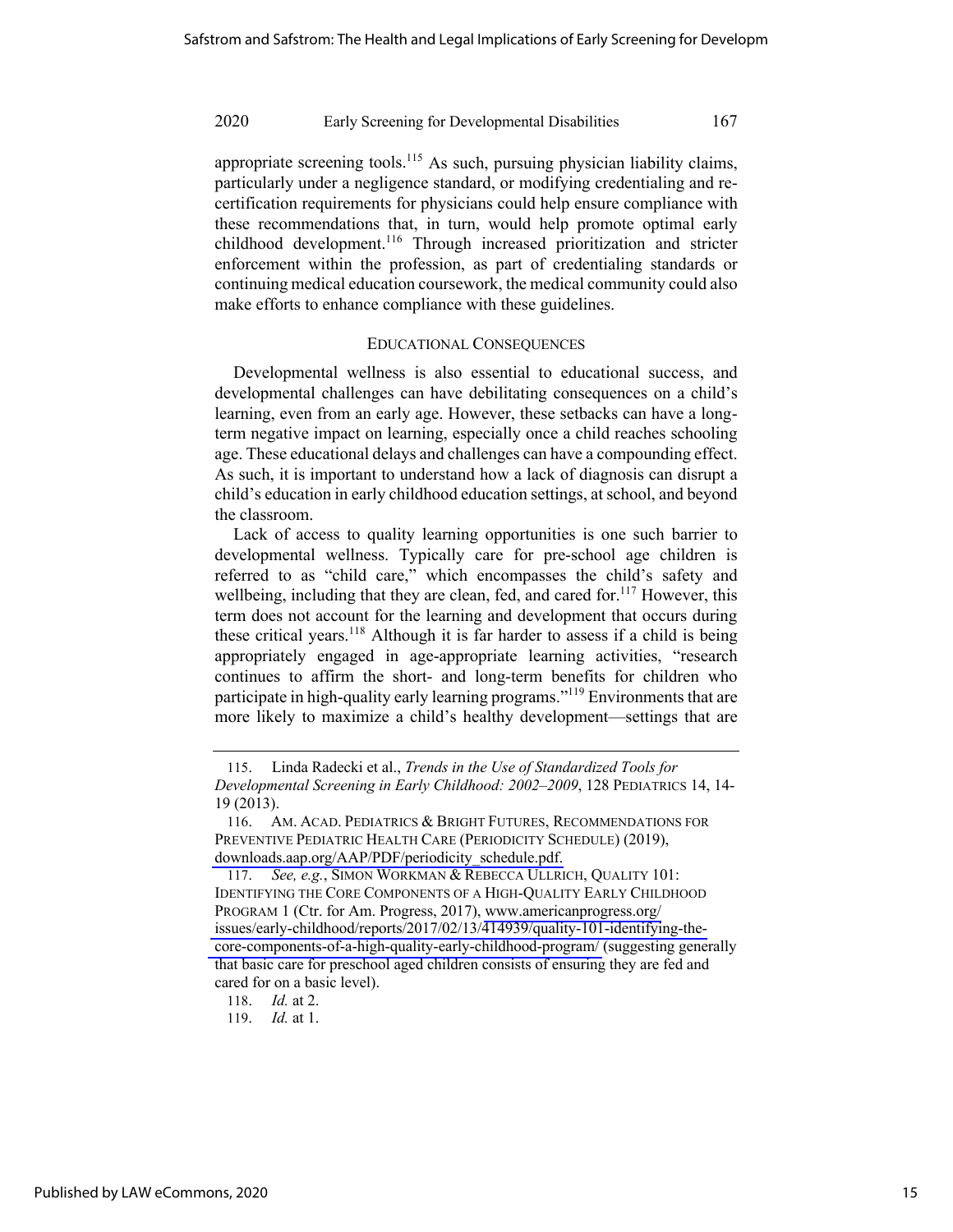appropriate screening tools.[115] As such, pursuing physician liability claims, particularly under a negligence standard, or modifying credentialing and re-certification requirements for physicians could help ensure compliance with these recommendations that, in turn, would help promote optimal early childhood development.[116] Through increased prioritization and stricter enforcement within the profession, as part of credentialing standards or continuing medical education coursework, the medical community could also make efforts to enhance compliance with these guidelines.

## EDUCATIONAL CONSEQUENCES

Developmental wellness is also essential to educational success, and developmental challenges can have debilitating consequences on a child's learning, even from an early age. However, these setbacks can have a long-term negative impact on learning, especially once a child reaches schooling age. These educational delays and challenges can have a compounding effect. As such, it is important to understand how a lack of diagnosis can disrupt a child's education in early childhood education settings, at school, and beyond the classroom.

Lack of access to quality learning opportunities is one such barrier to developmental wellness. Typically care for pre-school age children is referred to as "child care," which encompasses the child's safety and wellbeing, including that they are clean, fed, and cared for.[117] However, this term does not account for the learning and development that occurs during these critical years.[118] Although it is far harder to assess if a child is being appropriately engaged in age-appropriate learning activities, "research continues to affirm the short- and long-term benefits for children who participate in high-quality early learning programs."[119] Environments that are more likely to maximize a child's healthy development—settings that are

---

115. Linda Radecki et al., *Trends in the Use of Standardized Tools for Developmental Screening in Early Childhood: 2002–2009*, 128 PEDIATRICS 14, 14-19 (2013).

116. AM. ACAD. PEDIATRICS & BRIGHT FUTURES, RECOMMENDATIONS FOR PREVENTIVE PEDIATRIC HEALTH CARE (PERIODICITY SCHEDULE) (2019), downloads.aap.org/AAP/PDF/periodicity_schedule.pdf.

117. *See, e.g.*, SIMON WORKMAN & REBECCA ULLRICH, QUALITY 101: IDENTIFYING THE CORE COMPONENTS OF A HIGH-QUALITY EARLY CHILDHOOD PROGRAM 1 (Ctr. for Am. Progress, 2017), www.americanprogress.org/issues/early-childhood/reports/2017/02/13/414939/quality-101-identifying-the-core-components-of-a-high-quality-early-childhood-program/ (suggesting generally that basic care for preschool aged children consists of ensuring they are fed and cared for on a basic level).

118. *Id.* at 2.

119. *Id.* at 1.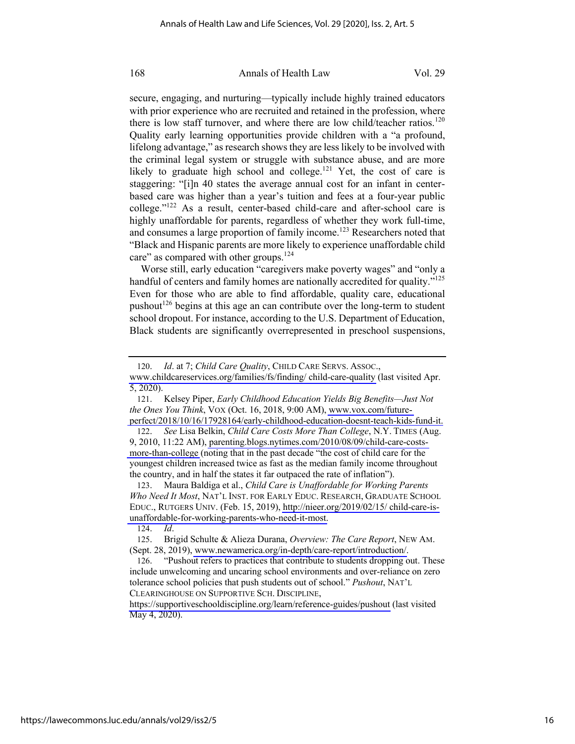secure, engaging, and nurturing—typically include highly trained educators with prior experience who are recruited and retained in the profession, where there is low staff turnover, and where there are low child/teacher ratios.[120] Quality early learning opportunities provide children with a "a profound, lifelong advantage," as research shows they are less likely to be involved with the criminal legal system or struggle with substance abuse, and are more likely to graduate high school and college.[121] Yet, the cost of care is staggering: "[i]n 40 states the average annual cost for an infant in center-based care was higher than a year's tuition and fees at a four-year public college."[122] As a result, center-based child-care and after-school care is highly unaffordable for parents, regardless of whether they work full-time, and consumes a large proportion of family income.[123] Researchers noted that "Black and Hispanic parents are more likely to experience unaffordable child care" as compared with other groups.[124]

Worse still, early education "caregivers make poverty wages" and "only a handful of centers and family homes are nationally accredited for quality."[125] Even for those who are able to find affordable, quality care, educational pushout[126] begins at this age an can contribute over the long-term to student school dropout. For instance, according to the U.S. Department of Education, Black students are significantly overrepresented in preschool suspensions,

---

120. *Id*. at 7; *Child Care Quality*, CHILD CARE SERVS. ASSOC., www.childcareservices.org/families/fs/finding/ child-care-quality (last visited Apr. 5, 2020).

121. Kelsey Piper, *Early Childhood Education Yields Big Benefits—Just Not the Ones You Think*, VOX (Oct. 16, 2018, 9:00 AM), www.vox.com/future-perfect/2018/10/16/17928164/early-childhood-education-doesnt-teach-kids-fund-it.

122. *See* Lisa Belkin, *Child Care Costs More Than College*, N.Y. TIMES (Aug. 9, 2010, 11:22 AM), parenting.blogs.nytimes.com/2010/08/09/child-care-costs-more-than-college (noting that in the past decade "the cost of child care for the youngest children increased twice as fast as the median family income throughout the country, and in half the states it far outpaced the rate of inflation").

123. Maura Baldiga et al., *Child Care is Unaffordable for Working Parents Who Need It Most*, NAT'L INST. FOR EARLY EDUC. RESEARCH, GRADUATE SCHOOL EDUC., RUTGERS UNIV. (Feb. 15, 2019), http://nieer.org/2019/02/15/ child-care-is-unaffordable-for-working-parents-who-need-it-most.

124. *Id*.

125. Brigid Schulte & Alieza Durana, *Overview: The Care Report*, NEW AM. (Sept. 28, 2019), www.newamerica.org/in-depth/care-report/introduction/.

126. "Pushout refers to practices that contribute to students dropping out. These include unwelcoming and uncaring school environments and over-reliance on zero tolerance school policies that push students out of school." *Pushout*, NAT'L CLEARINGHOUSE ON SUPPORTIVE SCH. DISCIPLINE, https://supportiveschooldiscipline.org/learn/reference-guides/pushout (last visited May 4, 2020).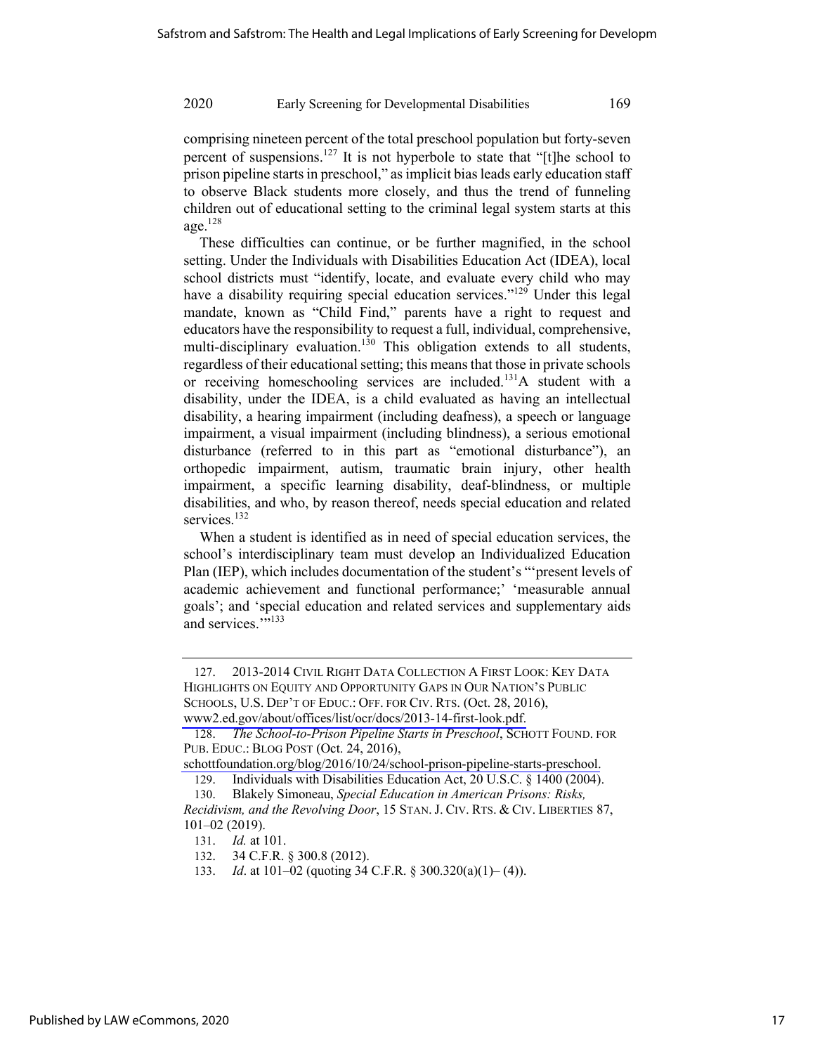comprising nineteen percent of the total preschool population but forty-seven percent of suspensions.[127] It is not hyperbole to state that "[t]he school to prison pipeline starts in preschool," as implicit bias leads early education staff to observe Black students more closely, and thus the trend of funneling children out of educational setting to the criminal legal system starts at this age.[128]

These difficulties can continue, or be further magnified, in the school setting. Under the Individuals with Disabilities Education Act (IDEA), local school districts must "identify, locate, and evaluate every child who may have a disability requiring special education services."[129] Under this legal mandate, known as "Child Find," parents have a right to request and educators have the responsibility to request a full, individual, comprehensive, multi-disciplinary evaluation.[130] This obligation extends to all students, regardless of their educational setting; this means that those in private schools or receiving homeschooling services are included.[131]A student with a disability, under the IDEA, is a child evaluated as having an intellectual disability, a hearing impairment (including deafness), a speech or language impairment, a visual impairment (including blindness), a serious emotional disturbance (referred to in this part as "emotional disturbance"), an orthopedic impairment, autism, traumatic brain injury, other health impairment, a specific learning disability, deaf-blindness, or multiple disabilities, and who, by reason thereof, needs special education and related services.[132]

When a student is identified as in need of special education services, the school's interdisciplinary team must develop an Individualized Education Plan (IEP), which includes documentation of the student's "'present levels of academic achievement and functional performance;' 'measurable annual goals'; and 'special education and related services and supplementary aids and services.'"[133]

---

127. 2013-2014 CIVIL RIGHT DATA COLLECTION A FIRST LOOK: KEY DATA HIGHLIGHTS ON EQUITY AND OPPORTUNITY GAPS IN OUR NATION'S PUBLIC SCHOOLS, U.S. DEP'T OF EDUC.: OFF. FOR CIV. RTS. (Oct. 28, 2016), www2.ed.gov/about/offices/list/ocr/docs/2013-14-first-look.pdf.

128. *The School-to-Prison Pipeline Starts in Preschool*, SCHOTT FOUND. FOR PUB. EDUC.: BLOG POST (Oct. 24, 2016), schottfoundation.org/blog/2016/10/24/school-prison-pipeline-starts-preschool.

129. Individuals with Disabilities Education Act, 20 U.S.C. § 1400 (2004).

130. Blakely Simoneau, *Special Education in American Prisons: Risks, Recidivism, and the Revolving Door*, 15 STAN. J. CIV. RTS. & CIV. LIBERTIES 87, 101–02 (2019).

131. *Id.* at 101.

132. 34 C.F.R. § 300.8 (2012).

133. *Id*. at 101–02 (quoting 34 C.F.R. § 300.320(a)(1)– (4)).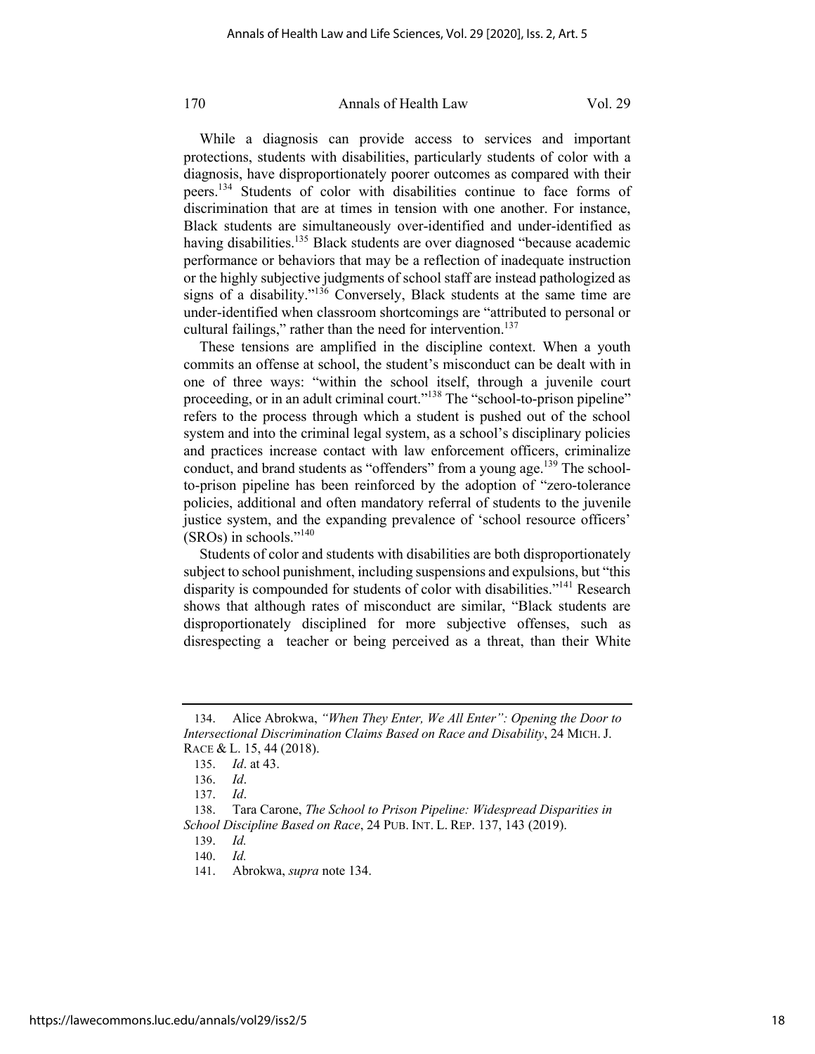While a diagnosis can provide access to services and important protections, students with disabilities, particularly students of color with a diagnosis, have disproportionately poorer outcomes as compared with their peers.[134] Students of color with disabilities continue to face forms of discrimination that are at times in tension with one another. For instance, Black students are simultaneously over-identified and under-identified as having disabilities.[135] Black students are over diagnosed "because academic performance or behaviors that may be a reflection of inadequate instruction or the highly subjective judgments of school staff are instead pathologized as signs of a disability."[136] Conversely, Black students at the same time are under-identified when classroom shortcomings are "attributed to personal or cultural failings," rather than the need for intervention.[137]

These tensions are amplified in the discipline context. When a youth commits an offense at school, the student's misconduct can be dealt with in one of three ways: "within the school itself, through a juvenile court proceeding, or in an adult criminal court."[138] The "school-to-prison pipeline" refers to the process through which a student is pushed out of the school system and into the criminal legal system, as a school's disciplinary policies and practices increase contact with law enforcement officers, criminalize conduct, and brand students as "offenders" from a young age.[139] The school-to-prison pipeline has been reinforced by the adoption of "zero-tolerance policies, additional and often mandatory referral of students to the juvenile justice system, and the expanding prevalence of 'school resource officers' (SROs) in schools."[140]

Students of color and students with disabilities are both disproportionately subject to school punishment, including suspensions and expulsions, but "this disparity is compounded for students of color with disabilities."[141] Research shows that although rates of misconduct are similar, "Black students are disproportionately disciplined for more subjective offenses, such as disrespecting a teacher or being perceived as a threat, than their White

---

134. Alice Abrokwa, *"When They Enter, We All Enter": Opening the Door to Intersectional Discrimination Claims Based on Race and Disability*, 24 MICH. J. RACE & L. 15, 44 (2018).

135. *Id*. at 43.

136. *Id*.

137. *Id*.

138. Tara Carone, *The School to Prison Pipeline: Widespread Disparities in School Discipline Based on Race*, 24 PUB. INT. L. REP. 137, 143 (2019).

139. *Id.*

140. *Id.*

141. Abrokwa, *supra* note 134.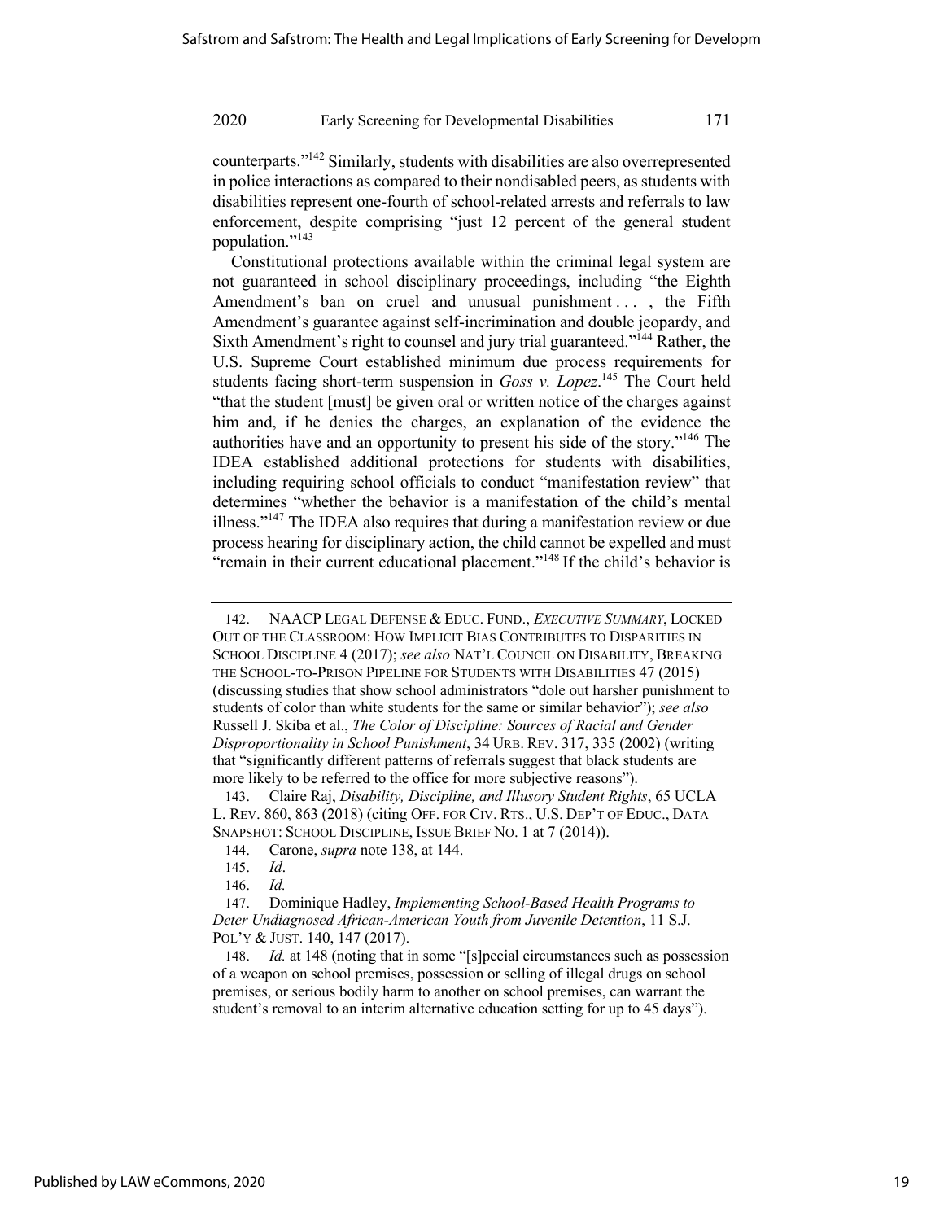counterparts."[142] Similarly, students with disabilities are also overrepresented in police interactions as compared to their nondisabled peers, as students with disabilities represent one-fourth of school-related arrests and referrals to law enforcement, despite comprising "just 12 percent of the general student population."[143]

Constitutional protections available within the criminal legal system are not guaranteed in school disciplinary proceedings, including "the Eighth Amendment's ban on cruel and unusual punishment . . . , the Fifth Amendment's guarantee against self-incrimination and double jeopardy, and Sixth Amendment's right to counsel and jury trial guaranteed."[144] Rather, the U.S. Supreme Court established minimum due process requirements for students facing short-term suspension in *Goss v. Lopez*.[145] The Court held "that the student [must] be given oral or written notice of the charges against him and, if he denies the charges, an explanation of the evidence the authorities have and an opportunity to present his side of the story."[146] The IDEA established additional protections for students with disabilities, including requiring school officials to conduct "manifestation review" that determines "whether the behavior is a manifestation of the child's mental illness."[147] The IDEA also requires that during a manifestation review or due process hearing for disciplinary action, the child cannot be expelled and must "remain in their current educational placement."[148] If the child's behavior is

---

142. NAACP LEGAL DEFENSE & EDUC. FUND., *EXECUTIVE SUMMARY*, LOCKED OUT OF THE CLASSROOM: HOW IMPLICIT BIAS CONTRIBUTES TO DISPARITIES IN SCHOOL DISCIPLINE 4 (2017); *see also* NAT'L COUNCIL ON DISABILITY, BREAKING THE SCHOOL-TO-PRISON PIPELINE FOR STUDENTS WITH DISABILITIES 47 (2015) (discussing studies that show school administrators "dole out harsher punishment to students of color than white students for the same or similar behavior"); *see also* Russell J. Skiba et al., *The Color of Discipline: Sources of Racial and Gender Disproportionality in School Punishment*, 34 URB. REV. 317, 335 (2002) (writing that "significantly different patterns of referrals suggest that black students are more likely to be referred to the office for more subjective reasons").

143. Claire Raj, *Disability, Discipline, and Illusory Student Rights*, 65 UCLA L. REV. 860, 863 (2018) (citing OFF. FOR CIV. RTS., U.S. DEP'T OF EDUC., DATA SNAPSHOT: SCHOOL DISCIPLINE, ISSUE BRIEF NO. 1 at 7 (2014)).

144. Carone, *supra* note 138, at 144.

145. *Id*.

146. *Id.*

147. Dominique Hadley, *Implementing School-Based Health Programs to Deter Undiagnosed African-American Youth from Juvenile Detention*, 11 S.J. POL'Y & JUST. 140, 147 (2017).

148. *Id.* at 148 (noting that in some "[s]pecial circumstances such as possession of a weapon on school premises, possession or selling of illegal drugs on school premises, or serious bodily harm to another on school premises, can warrant the student's removal to an interim alternative education setting for up to 45 days").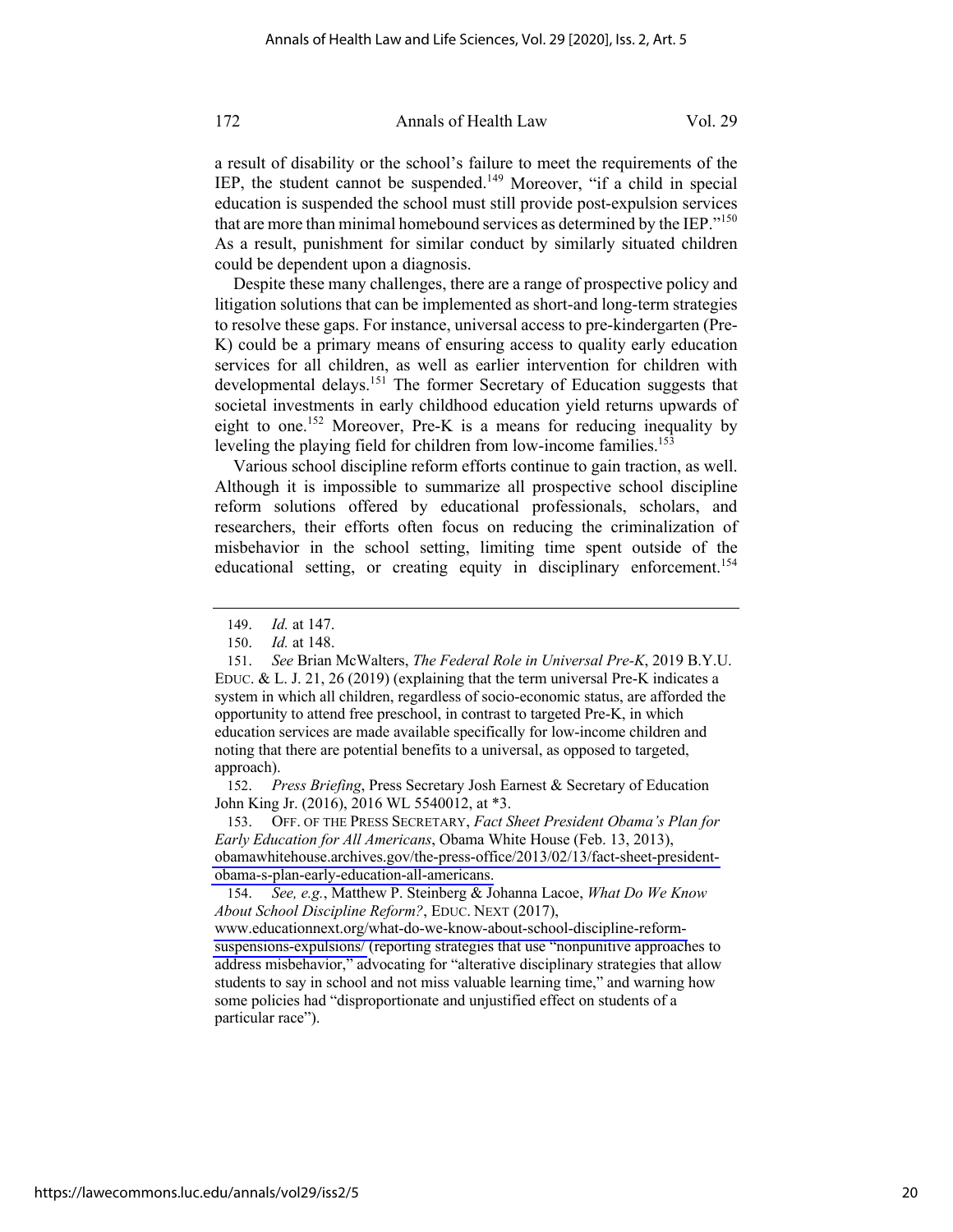a result of disability or the school's failure to meet the requirements of the IEP, the student cannot be suspended.[149] Moreover, "if a child in special education is suspended the school must still provide post-expulsion services that are more than minimal homebound services as determined by the IEP."[150] As a result, punishment for similar conduct by similarly situated children could be dependent upon a diagnosis.

Despite these many challenges, there are a range of prospective policy and litigation solutions that can be implemented as short-and long-term strategies to resolve these gaps. For instance, universal access to pre-kindergarten (Pre-K) could be a primary means of ensuring access to quality early education services for all children, as well as earlier intervention for children with developmental delays.[151] The former Secretary of Education suggests that societal investments in early childhood education yield returns upwards of eight to one.[152] Moreover, Pre-K is a means for reducing inequality by leveling the playing field for children from low-income families.[153]

Various school discipline reform efforts continue to gain traction, as well. Although it is impossible to summarize all prospective school discipline reform solutions offered by educational professionals, scholars, and researchers, their efforts often focus on reducing the criminalization of misbehavior in the school setting, limiting time spent outside of the educational setting, or creating equity in disciplinary enforcement.[154]

---

149. *Id.* at 147.

150. *Id.* at 148.

151. *See* Brian McWalters, *The Federal Role in Universal Pre-K*, 2019 B.Y.U. EDUC. & L. J. 21, 26 (2019) (explaining that the term universal Pre-K indicates a system in which all children, regardless of socio-economic status, are afforded the opportunity to attend free preschool, in contrast to targeted Pre-K, in which education services are made available specifically for low-income children and noting that there are potential benefits to a universal, as opposed to targeted, approach).

152. *Press Briefing*, Press Secretary Josh Earnest & Secretary of Education John King Jr. (2016), 2016 WL 5540012, at *3.

153. OFF. OF THE PRESS SECRETARY, *Fact Sheet President Obama's Plan for Early Education for All Americans*, Obama White House (Feb. 13, 2013), obamawhitehouse.archives.gov/the-press-office/2013/02/13/fact-sheet-president-obama-s-plan-early-education-all-americans.

154. *See, e.g.*, Matthew P. Steinberg & Johanna Lacoe, *What Do We Know About School Discipline Reform?*, EDUC. NEXT (2017), www.educationnext.org/what-do-we-know-about-school-discipline-reform-suspensions-expulsions/ (reporting strategies that use "nonpunitive approaches to address misbehavior," advocating for "alterative disciplinary strategies that allow students to say in school and not miss valuable learning time," and warning how some policies had "disproportionate and unjustified effect on students of a particular race").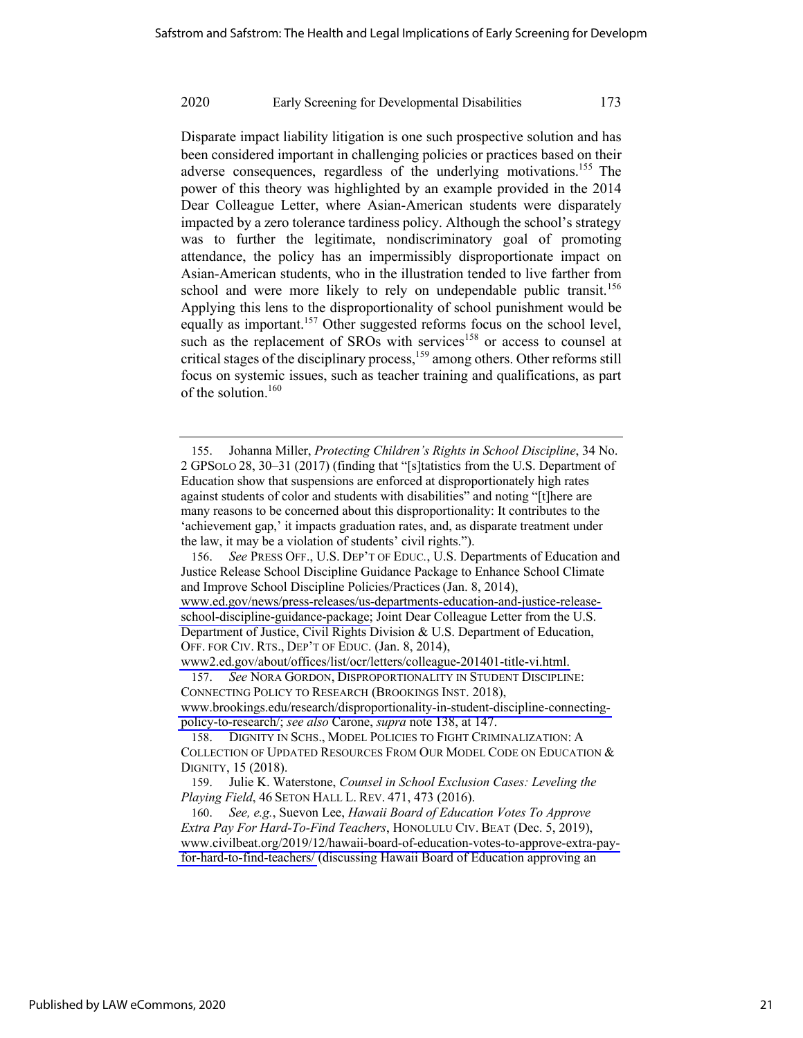Disparate impact liability litigation is one such prospective solution and has been considered important in challenging policies or practices based on their adverse consequences, regardless of the underlying motivations.[155] The power of this theory was highlighted by an example provided in the 2014 Dear Colleague Letter, where Asian-American students were disparately impacted by a zero tolerance tardiness policy. Although the school's strategy was to further the legitimate, nondiscriminatory goal of promoting attendance, the policy has an impermissibly disproportionate impact on Asian-American students, who in the illustration tended to live farther from school and were more likely to rely on undependable public transit.[156] Applying this lens to the disproportionality of school punishment would be equally as important.[157] Other suggested reforms focus on the school level, such as the replacement of SROs with services[158] or access to counsel at critical stages of the disciplinary process,[159] among others. Other reforms still focus on systemic issues, such as teacher training and qualifications, as part of the solution.[160]

---

155. Johanna Miller, *Protecting Children's Rights in School Discipline*, 34 No. 2 GPSOLO 28, 30–31 (2017) (finding that "[s]tatistics from the U.S. Department of Education show that suspensions are enforced at disproportionately high rates against students of color and students with disabilities" and noting "[t]here are many reasons to be concerned about this disproportionality: It contributes to the 'achievement gap,' it impacts graduation rates, and, as disparate treatment under the law, it may be a violation of students' civil rights.").

156. *See* PRESS OFF., U.S. DEP'T OF EDUC., U.S. Departments of Education and Justice Release School Discipline Guidance Package to Enhance School Climate and Improve School Discipline Policies/Practices (Jan. 8, 2014), www.ed.gov/news/press-releases/us-departments-education-and-justice-release-school-discipline-guidance-package; Joint Dear Colleague Letter from the U.S. Department of Justice, Civil Rights Division & U.S. Department of Education, OFF. FOR CIV. RTS., DEP'T OF EDUC. (Jan. 8, 2014), www2.ed.gov/about/offices/list/ocr/letters/colleague-201401-title-vi.html.

157. *See* NORA GORDON, DISPROPORTIONALITY IN STUDENT DISCIPLINE: CONNECTING POLICY TO RESEARCH (BROOKINGS INST. 2018), www.brookings.edu/research/disproportionality-in-student-discipline-connecting-policy-to-research/; *see also* Carone, *supra* note 138, at 147.

158. DIGNITY IN SCHS., MODEL POLICIES TO FIGHT CRIMINALIZATION: A COLLECTION OF UPDATED RESOURCES FROM OUR MODEL CODE ON EDUCATION & DIGNITY, 15 (2018).

159. Julie K. Waterstone, *Counsel in School Exclusion Cases: Leveling the Playing Field*, 46 SETON HALL L. REV. 471, 473 (2016).

160. *See, e.g.*, Suevon Lee, *Hawaii Board of Education Votes To Approve Extra Pay For Hard-To-Find Teachers*, HONOLULU CIV. BEAT (Dec. 5, 2019), www.civilbeat.org/2019/12/hawaii-board-of-education-votes-to-approve-extra-pay-for-hard-to-find-teachers/ (discussing Hawaii Board of Education approving an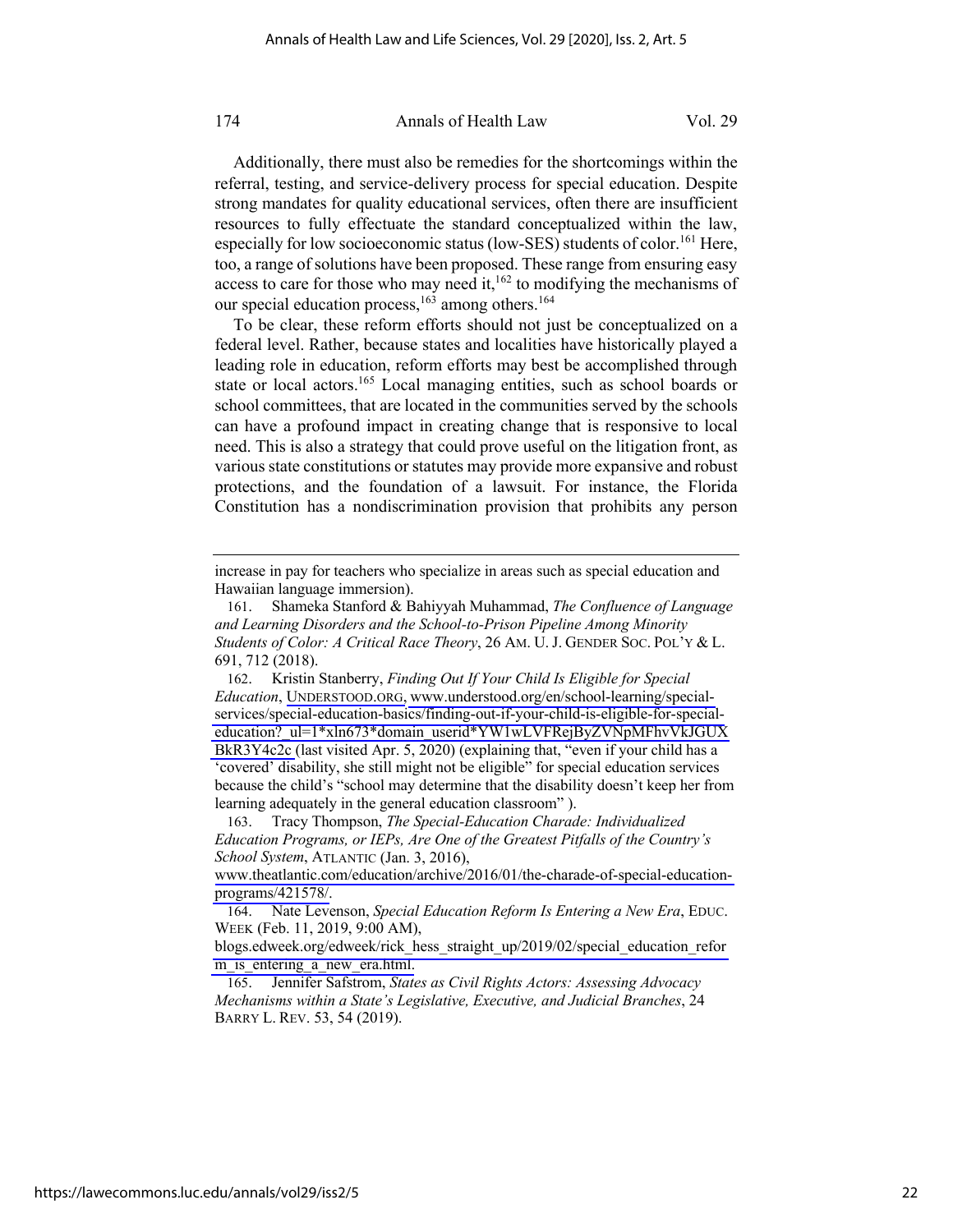Additionally, there must also be remedies for the shortcomings within the referral, testing, and service-delivery process for special education. Despite strong mandates for quality educational services, often there are insufficient resources to fully effectuate the standard conceptualized within the law, especially for low socioeconomic status (low-SES) students of color.[161] Here, too, a range of solutions have been proposed. These range from ensuring easy access to care for those who may need it,[162] to modifying the mechanisms of our special education process,[163] among others.[164]

To be clear, these reform efforts should not just be conceptualized on a federal level. Rather, because states and localities have historically played a leading role in education, reform efforts may best be accomplished through state or local actors.[165] Local managing entities, such as school boards or school committees, that are located in the communities served by the schools can have a profound impact in creating change that is responsive to local need. This is also a strategy that could prove useful on the litigation front, as various state constitutions or statutes may provide more expansive and robust protections, and the foundation of a lawsuit. For instance, the Florida Constitution has a nondiscrimination provision that prohibits any person

---

increase in pay for teachers who specialize in areas such as special education and Hawaiian language immersion).

161. Shameka Stanford & Bahiyyah Muhammad, *The Confluence of Language and Learning Disorders and the School-to-Prison Pipeline Among Minority Students of Color: A Critical Race Theory*, 26 AM. U. J. GENDER SOC. POL'Y & L. 691, 712 (2018).

162. Kristin Stanberry, *Finding Out If Your Child Is Eligible for Special Education*, UNDERSTOOD.ORG, www.understood.org/en/school-learning/special-services/special-education-basics/finding-out-if-your-child-is-eligible-for-special-education?_ul=1*xln673*domain_userid*YW1wLVFRejByZVNpMFhvVkJGUXBkR3Y4c2c (last visited Apr. 5, 2020) (explaining that, "even if your child has a 'covered' disability, she still might not be eligible" for special education services because the child's "school may determine that the disability doesn't keep her from learning adequately in the general education classroom" ).

163. Tracy Thompson, *The Special-Education Charade: Individualized Education Programs, or IEPs, Are One of the Greatest Pitfalls of the Country's School System*, ATLANTIC (Jan. 3, 2016), www.theatlantic.com/education/archive/2016/01/the-charade-of-special-education-programs/421578/.

164. Nate Levenson, *Special Education Reform Is Entering a New Era*, EDUC. WEEK (Feb. 11, 2019, 9:00 AM), blogs.edweek.org/edweek/rick_hess_straight_up/2019/02/special_education_reform_is_entering_a_new_era.html.

165. Jennifer Safstrom, *States as Civil Rights Actors: Assessing Advocacy Mechanisms within a State's Legislative, Executive, and Judicial Branches*, 24 BARRY L. REV. 53, 54 (2019).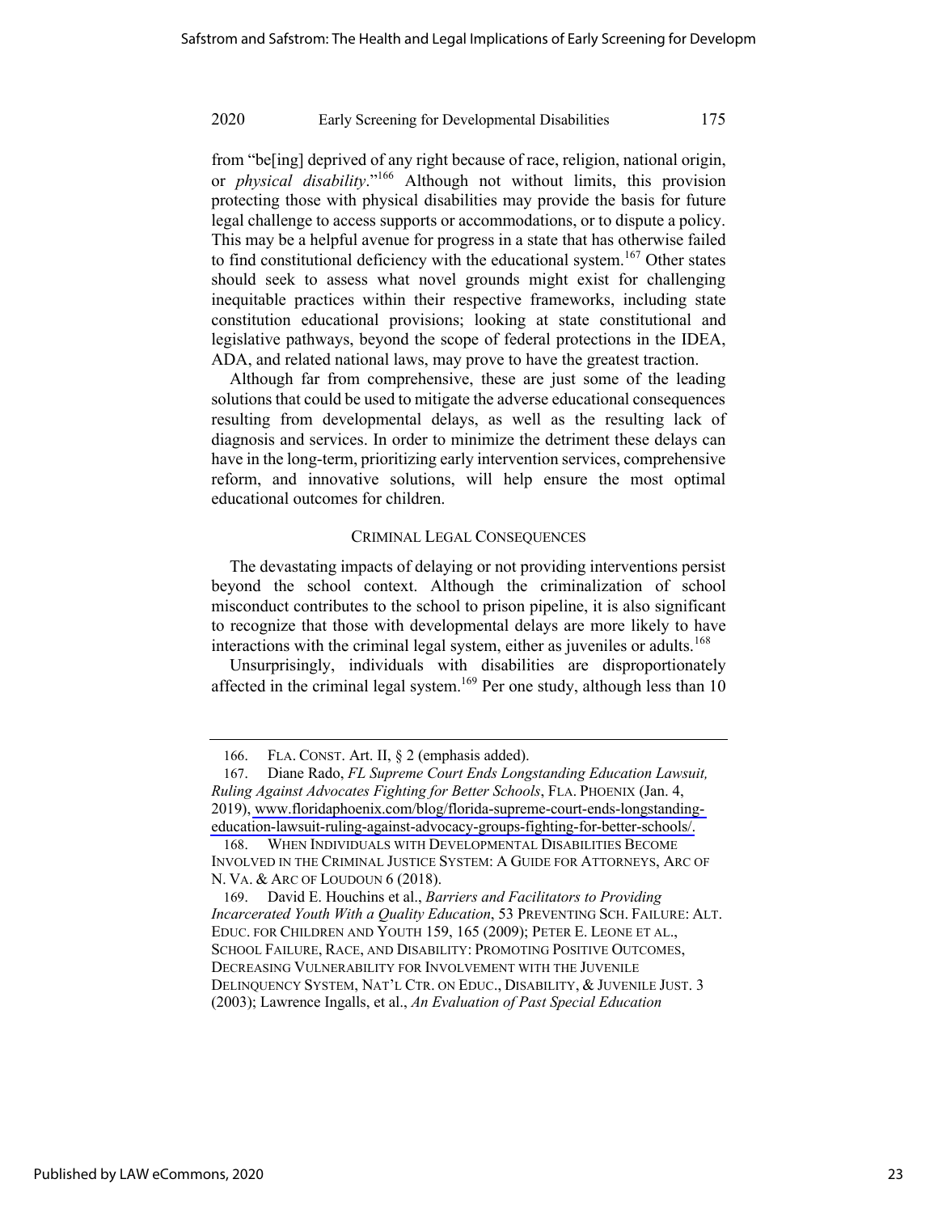from "be[ing] deprived of any right because of race, religion, national origin, or *physical disability*."[166] Although not without limits, this provision protecting those with physical disabilities may provide the basis for future legal challenge to access supports or accommodations, or to dispute a policy. This may be a helpful avenue for progress in a state that has otherwise failed to find constitutional deficiency with the educational system.[167] Other states should seek to assess what novel grounds might exist for challenging inequitable practices within their respective frameworks, including state constitution educational provisions; looking at state constitutional and legislative pathways, beyond the scope of federal protections in the IDEA, ADA, and related national laws, may prove to have the greatest traction.

Although far from comprehensive, these are just some of the leading solutions that could be used to mitigate the adverse educational consequences resulting from developmental delays, as well as the resulting lack of diagnosis and services. In order to minimize the detriment these delays can have in the long-term, prioritizing early intervention services, comprehensive reform, and innovative solutions, will help ensure the most optimal educational outcomes for children.

## CRIMINAL LEGAL CONSEQUENCES

The devastating impacts of delaying or not providing interventions persist beyond the school context. Although the criminalization of school misconduct contributes to the school to prison pipeline, it is also significant to recognize that those with developmental delays are more likely to have interactions with the criminal legal system, either as juveniles or adults.[168]

Unsurprisingly, individuals with disabilities are disproportionately affected in the criminal legal system.[169] Per one study, although less than 10

---

166. FLA. CONST. Art. II, § 2 (emphasis added).

167. Diane Rado, *FL Supreme Court Ends Longstanding Education Lawsuit, Ruling Against Advocates Fighting for Better Schools*, FLA. PHOENIX (Jan. 4, 2019), www.floridaphoenix.com/blog/florida-supreme-court-ends-longstanding-education-lawsuit-ruling-against-advocacy-groups-fighting-for-better-schools/.

168. WHEN INDIVIDUALS WITH DEVELOPMENTAL DISABILITIES BECOME INVOLVED IN THE CRIMINAL JUSTICE SYSTEM: A GUIDE FOR ATTORNEYS, ARC OF N. VA. & ARC OF LOUDOUN 6 (2018).

169. David E. Houchins et al., *Barriers and Facilitators to Providing Incarcerated Youth With a Quality Education*, 53 PREVENTING SCH. FAILURE: ALT. EDUC. FOR CHILDREN AND YOUTH 159, 165 (2009); PETER E. LEONE ET AL., SCHOOL FAILURE, RACE, AND DISABILITY: PROMOTING POSITIVE OUTCOMES, DECREASING VULNERABILITY FOR INVOLVEMENT WITH THE JUVENILE DELINQUENCY SYSTEM, NAT'L CTR. ON EDUC., DISABILITY, & JUVENILE JUST. 3 (2003); Lawrence Ingalls, et al., *An Evaluation of Past Special Education*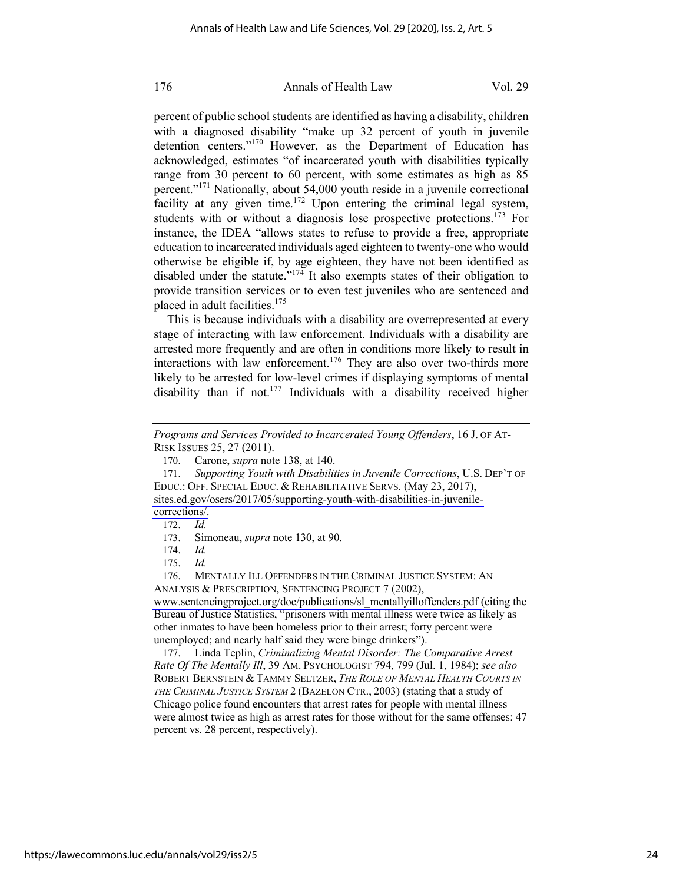percent of public school students are identified as having a disability, children with a diagnosed disability "make up 32 percent of youth in juvenile detention centers."[170] However, as the Department of Education has acknowledged, estimates "of incarcerated youth with disabilities typically range from 30 percent to 60 percent, with some estimates as high as 85 percent."[171] Nationally, about 54,000 youth reside in a juvenile correctional facility at any given time.[172] Upon entering the criminal legal system, students with or without a diagnosis lose prospective protections.[173] For instance, the IDEA "allows states to refuse to provide a free, appropriate education to incarcerated individuals aged eighteen to twenty-one who would otherwise be eligible if, by age eighteen, they have not been identified as disabled under the statute."[174] It also exempts states of their obligation to provide transition services or to even test juveniles who are sentenced and placed in adult facilities.[175]

This is because individuals with a disability are overrepresented at every stage of interacting with law enforcement. Individuals with a disability are arrested more frequently and are often in conditions more likely to result in interactions with law enforcement.[176] They are also over two-thirds more likely to be arrested for low-level crimes if displaying symptoms of mental disability than if not.[177] Individuals with a disability received higher

---

*Programs and Services Provided to Incarcerated Young Offenders*, 16 J. OF AT-RISK ISSUES 25, 27 (2011).

170. Carone, *supra* note 138, at 140.

171. *Supporting Youth with Disabilities in Juvenile Corrections*, U.S. DEP'T OF EDUC.: OFF. SPECIAL EDUC. & REHABILITATIVE SERVS. (May 23, 2017), sites.ed.gov/osers/2017/05/supporting-youth-with-disabilities-in-juvenile-corrections/.

172. *Id.*

173. Simoneau, *supra* note 130, at 90.

174. *Id.*

175. *Id.*

176. MENTALLY ILL OFFENDERS IN THE CRIMINAL JUSTICE SYSTEM: AN ANALYSIS & PRESCRIPTION, SENTENCING PROJECT 7 (2002), www.sentencingproject.org/doc/publications/sl_mentallyilloffenders.pdf (citing the Bureau of Justice Statistics, "prisoners with mental illness were twice as likely as other inmates to have been homeless prior to their arrest; forty percent were unemployed; and nearly half said they were binge drinkers").

177. Linda Teplin, *Criminalizing Mental Disorder: The Comparative Arrest Rate Of The Mentally Ill*, 39 AM. PSYCHOLOGIST 794, 799 (Jul. 1, 1984); *see also* ROBERT BERNSTEIN & TAMMY SELTZER, *THE ROLE OF MENTAL HEALTH COURTS IN THE CRIMINAL JUSTICE SYSTEM* 2 (BAZELON CTR., 2003) (stating that a study of Chicago police found encounters that arrest rates for people with mental illness were almost twice as high as arrest rates for those without for the same offenses: 47 percent vs. 28 percent, respectively).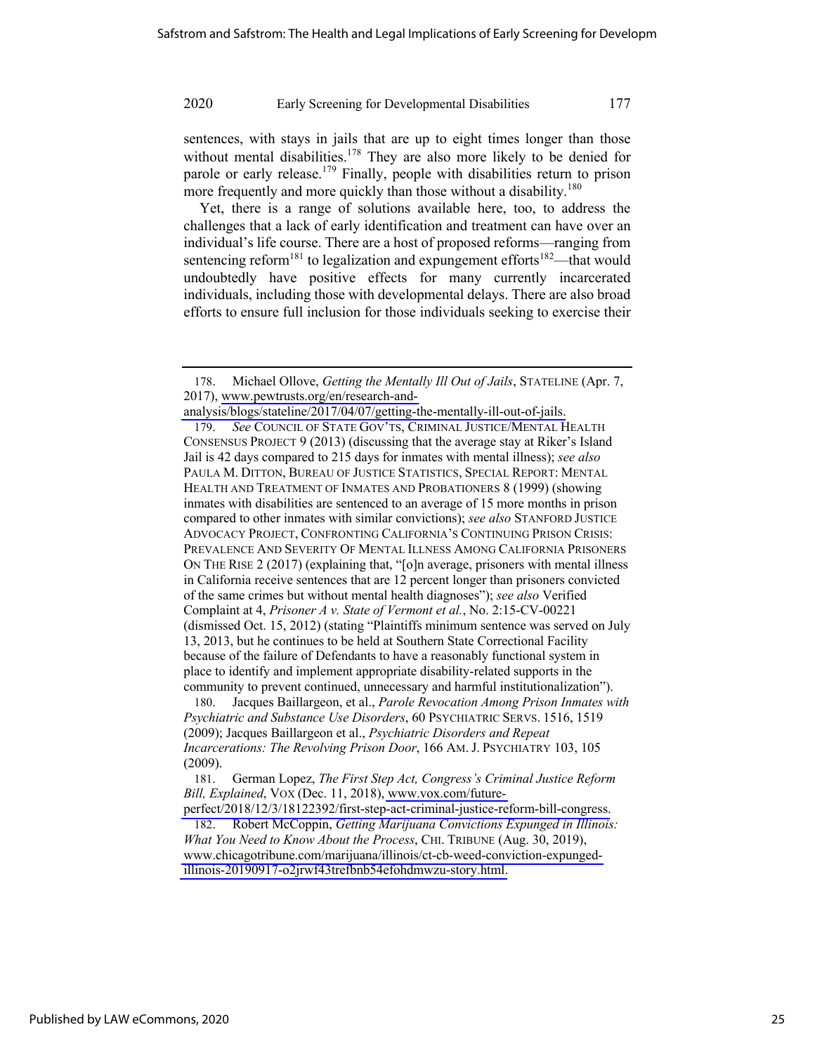sentences, with stays in jails that are up to eight times longer than those without mental disabilities.[178] They are also more likely to be denied for parole or early release.[179] Finally, people with disabilities return to prison more frequently and more quickly than those without a disability.[180]

Yet, there is a range of solutions available here, too, to address the challenges that a lack of early identification and treatment can have over an individual's life course. There are a host of proposed reforms—ranging from sentencing reform[181] to legalization and expungement efforts[182]—that would undoubtedly have positive effects for many currently incarcerated individuals, including those with developmental delays. There are also broad efforts to ensure full inclusion for those individuals seeking to exercise their

---

178. Michael Ollove, *Getting the Mentally Ill Out of Jails*, STATELINE (Apr. 7, 2017), www.pewtrusts.org/en/research-and-analysis/blogs/stateline/2017/04/07/getting-the-mentally-ill-out-of-jails.

179. *See* COUNCIL OF STATE GOV'TS, CRIMINAL JUSTICE/MENTAL HEALTH CONSENSUS PROJECT 9 (2013) (discussing that the average stay at Riker's Island Jail is 42 days compared to 215 days for inmates with mental illness); *see also* PAULA M. DITTON, BUREAU OF JUSTICE STATISTICS, SPECIAL REPORT: MENTAL HEALTH AND TREATMENT OF INMATES AND PROBATIONERS 8 (1999) (showing inmates with disabilities are sentenced to an average of 15 more months in prison compared to other inmates with similar convictions); *see also* STANFORD JUSTICE ADVOCACY PROJECT, CONFRONTING CALIFORNIA'S CONTINUING PRISON CRISIS: PREVALENCE AND SEVERITY OF MENTAL ILLNESS AMONG CALIFORNIA PRISONERS ON THE RISE 2 (2017) (explaining that, "[o]n average, prisoners with mental illness in California receive sentences that are 12 percent longer than prisoners convicted of the same crimes but without mental health diagnoses"); *see also* Verified Complaint at 4, *Prisoner A v. State of Vermont et al.*, No. 2:15-CV-00221 (dismissed Oct. 15, 2012) (stating "Plaintiffs minimum sentence was served on July 13, 2013, but he continues to be held at Southern State Correctional Facility because of the failure of Defendants to have a reasonably functional system in place to identify and implement appropriate disability-related supports in the community to prevent continued, unnecessary and harmful institutionalization").

180. Jacques Baillargeon, et al., *Parole Revocation Among Prison Inmates with Psychiatric and Substance Use Disorders*, 60 PSYCHIATRIC SERVS. 1516, 1519 (2009); Jacques Baillargeon et al., *Psychiatric Disorders and Repeat Incarcerations: The Revolving Prison Door*, 166 AM. J. PSYCHIATRY 103, 105 (2009).

181. German Lopez, *The First Step Act, Congress's Criminal Justice Reform Bill, Explained*, VOX (Dec. 11, 2018), www.vox.com/future-perfect/2018/12/3/18122392/first-step-act-criminal-justice-reform-bill-congress.

182. Robert McCoppin, *Getting Marijuana Convictions Expunged in Illinois: What You Need to Know About the Process*, CHI. TRIBUNE (Aug. 30, 2019), www.chicagotribune.com/marijuana/illinois/ct-cb-weed-conviction-expunged-illinois-20190917-o2jrwf43trefbnb54efohdmwzu-story.html.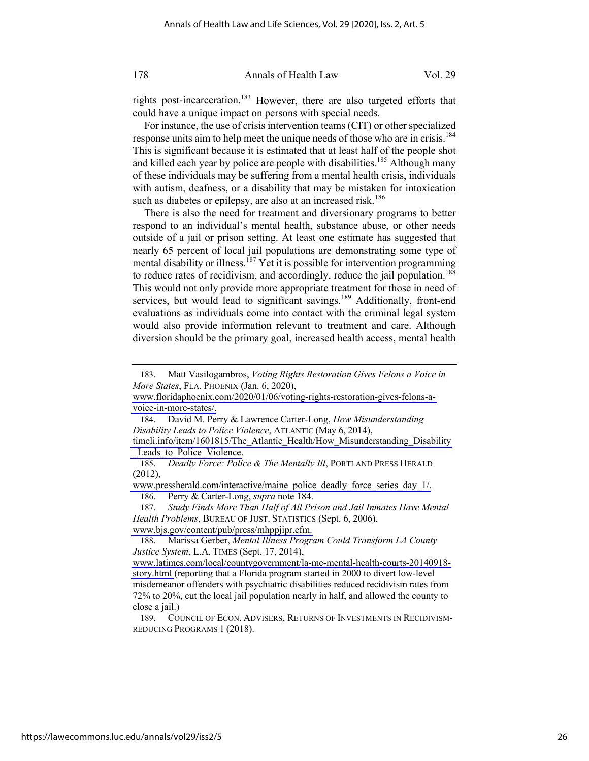rights post-incarceration.[183] However, there are also targeted efforts that could have a unique impact on persons with special needs.

For instance, the use of crisis intervention teams (CIT) or other specialized response units aim to help meet the unique needs of those who are in crisis.[184] This is significant because it is estimated that at least half of the people shot and killed each year by police are people with disabilities.[185] Although many of these individuals may be suffering from a mental health crisis, individuals with autism, deafness, or a disability that may be mistaken for intoxication such as diabetes or epilepsy, are also at an increased risk.[186]

There is also the need for treatment and diversionary programs to better respond to an individual's mental health, substance abuse, or other needs outside of a jail or prison setting. At least one estimate has suggested that nearly 65 percent of local jail populations are demonstrating some type of mental disability or illness.[187] Yet it is possible for intervention programming to reduce rates of recidivism, and accordingly, reduce the jail population.[188] This would not only provide more appropriate treatment for those in need of services, but would lead to significant savings.[189] Additionally, front-end evaluations as individuals come into contact with the criminal legal system would also provide information relevant to treatment and care. Although diversion should be the primary goal, increased health access, mental health

---

183. Matt Vasilogambros, *Voting Rights Restoration Gives Felons a Voice in More States*, FLA. PHOENIX (Jan. 6, 2020), www.floridaphoenix.com/2020/01/06/voting-rights-restoration-gives-felons-a-voice-in-more-states/.

184. David M. Perry & Lawrence Carter-Long, *How Misunderstanding Disability Leads to Police Violence*, ATLANTIC (May 6, 2014), timeli.info/item/1601815/The_Atlantic_Health/How_Misunderstanding_Disability_Leads_to_Police_Violence.

185. *Deadly Force: Police & The Mentally Ill*, PORTLAND PRESS HERALD (2012), www.pressherald.com/interactive/maine_police_deadly_force_series_day_1/.

186. Perry & Carter-Long, *supra* note 184.

187. *Study Finds More Than Half of All Prison and Jail Inmates Have Mental Health Problems*, BUREAU OF JUST. STATISTICS (Sept. 6, 2006), www.bjs.gov/content/pub/press/mhppjipr.cfm.

188. Marissa Gerber, *Mental Illness Program Could Transform LA County Justice System*, L.A. TIMES (Sept. 17, 2014), www.latimes.com/local/countygovernment/la-me-mental-health-courts-20140918-story.html (reporting that a Florida program started in 2000 to divert low-level misdemeanor offenders with psychiatric disabilities reduced recidivism rates from 72% to 20%, cut the local jail population nearly in half, and allowed the county to close a jail.)

189. COUNCIL OF ECON. ADVISERS, RETURNS OF INVESTMENTS IN RECIDIVISM-REDUCING PROGRAMS 1 (2018).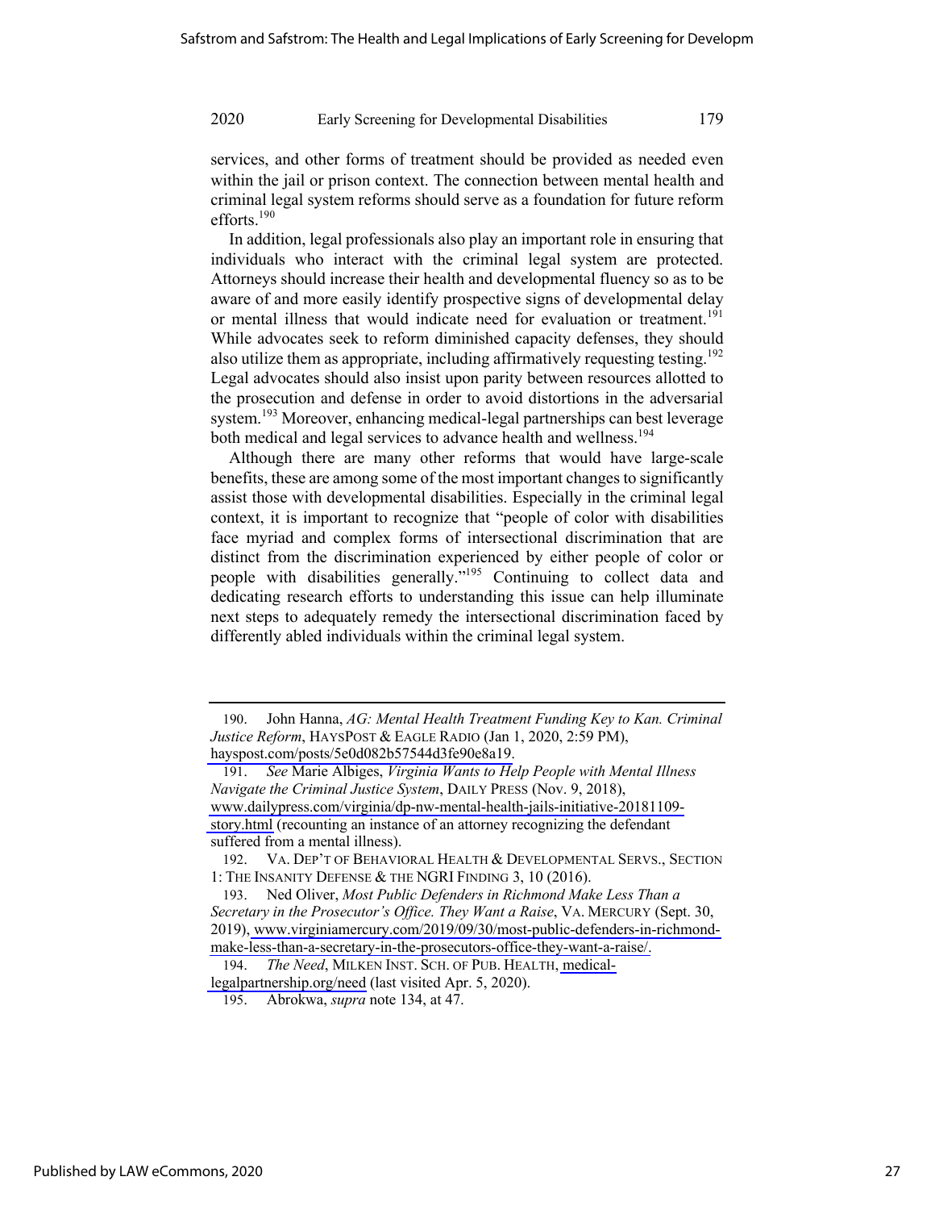services, and other forms of treatment should be provided as needed even within the jail or prison context. The connection between mental health and criminal legal system reforms should serve as a foundation for future reform efforts.[190]

In addition, legal professionals also play an important role in ensuring that individuals who interact with the criminal legal system are protected. Attorneys should increase their health and developmental fluency so as to be aware of and more easily identify prospective signs of developmental delay or mental illness that would indicate need for evaluation or treatment.[191] While advocates seek to reform diminished capacity defenses, they should also utilize them as appropriate, including affirmatively requesting testing.[192] Legal advocates should also insist upon parity between resources allotted to the prosecution and defense in order to avoid distortions in the adversarial system.[193] Moreover, enhancing medical-legal partnerships can best leverage both medical and legal services to advance health and wellness.[194]

Although there are many other reforms that would have large-scale benefits, these are among some of the most important changes to significantly assist those with developmental disabilities. Especially in the criminal legal context, it is important to recognize that "people of color with disabilities face myriad and complex forms of intersectional discrimination that are distinct from the discrimination experienced by either people of color or people with disabilities generally."[195] Continuing to collect data and dedicating research efforts to understanding this issue can help illuminate next steps to adequately remedy the intersectional discrimination faced by differently abled individuals within the criminal legal system.

---

190. John Hanna, *AG: Mental Health Treatment Funding Key to Kan. Criminal Justice Reform*, HAYSPOST & EAGLE RADIO (Jan 1, 2020, 2:59 PM), hayspost.com/posts/5e0d082b57544d3fe90e8a19.

191. *See* Marie Albiges, *Virginia Wants to Help People with Mental Illness Navigate the Criminal Justice System*, DAILY PRESS (Nov. 9, 2018), www.dailypress.com/virginia/dp-nw-mental-health-jails-initiative-20181109-story.html (recounting an instance of an attorney recognizing the defendant suffered from a mental illness).

192. VA. DEP'T OF BEHAVIORAL HEALTH & DEVELOPMENTAL SERVS., SECTION 1: THE INSANITY DEFENSE & THE NGRI FINDING 3, 10 (2016).

193. Ned Oliver, *Most Public Defenders in Richmond Make Less Than a Secretary in the Prosecutor's Office. They Want a Raise*, VA. MERCURY (Sept. 30, 2019), www.virginiamercury.com/2019/09/30/most-public-defenders-in-richmond-make-less-than-a-secretary-in-the-prosecutors-office-they-want-a-raise/.

194. *The Need*, MILKEN INST. SCH. OF PUB. HEALTH, medical-legalpartnership.org/need (last visited Apr. 5, 2020).

195. Abrokwa, *supra* note 134, at 47.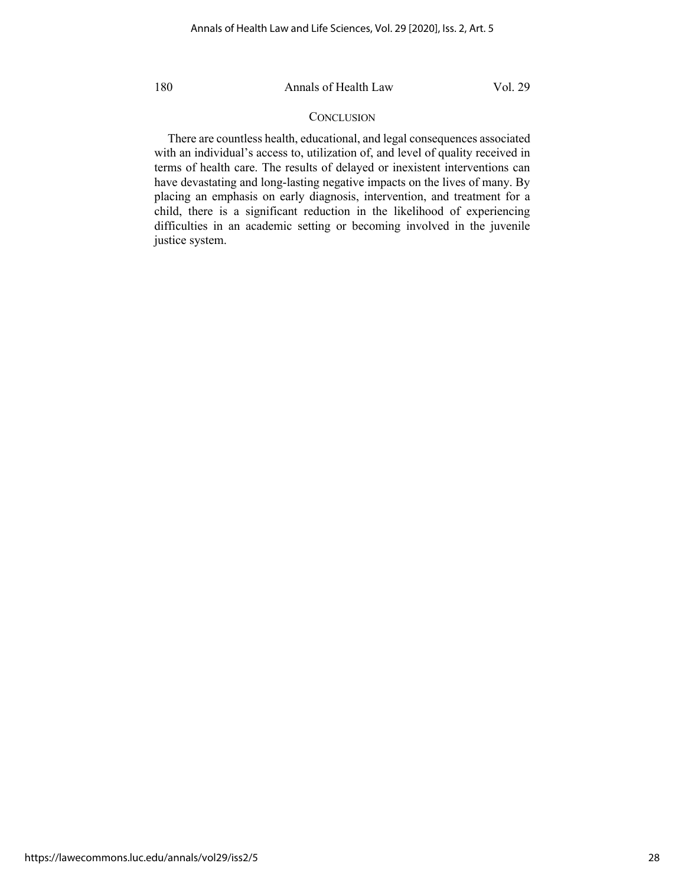## Conclusion

There are countless health, educational, and legal consequences associated with an individual's access to, utilization of, and level of quality received in terms of health care. The results of delayed or inexistent interventions can have devastating and long-lasting negative impacts on the lives of many. By placing an emphasis on early diagnosis, intervention, and treatment for a child, there is a significant reduction in the likelihood of experiencing difficulties in an academic setting or becoming involved in the juvenile justice system.